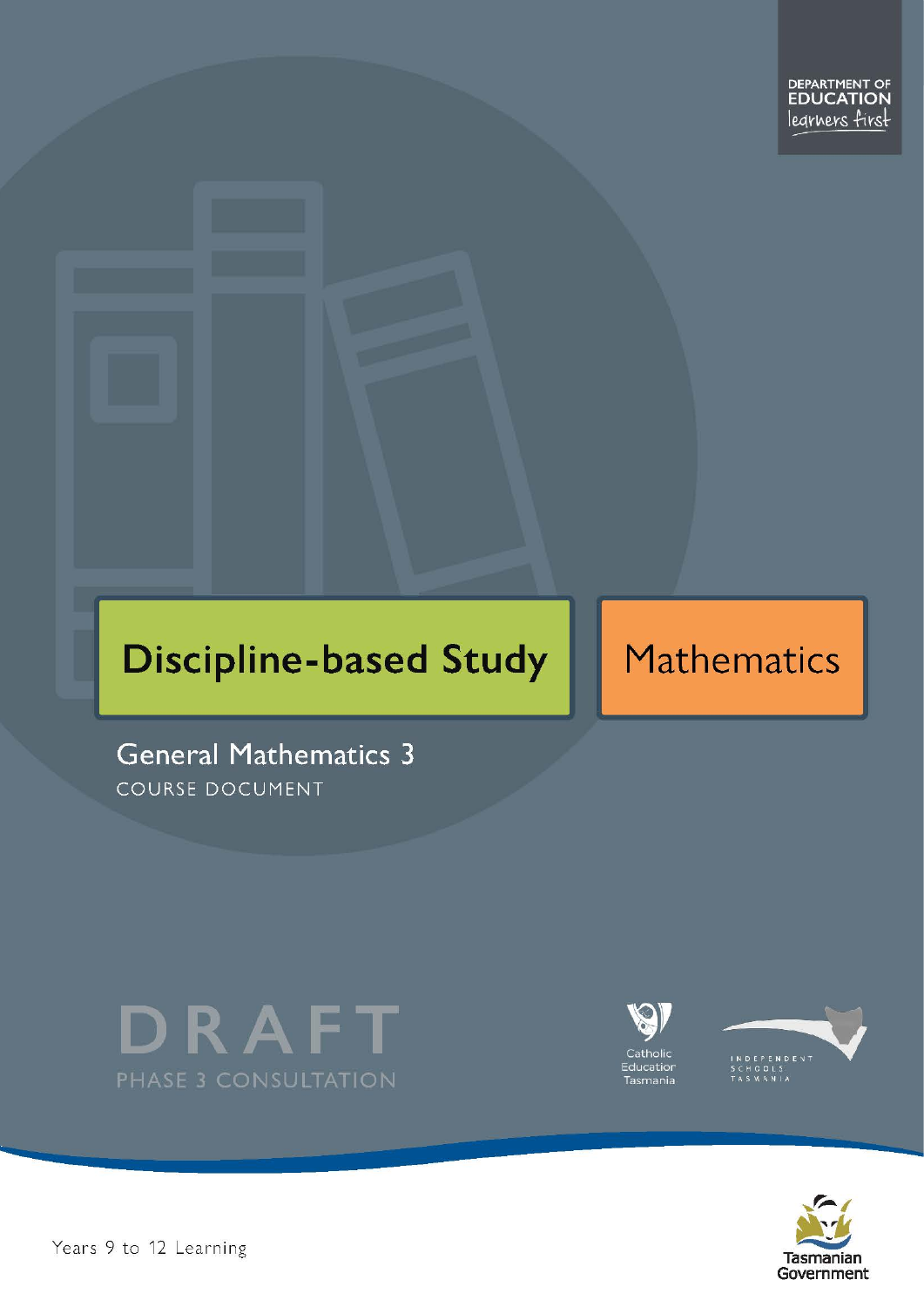DEPARTMENT OF EDUCATION
learners first

# Discipline-based Study

# Mathematics

## General Mathematics 3

COURSE DOCUMENT

DRAFT
PHASE 3 CONSULTATION

Catholic Education Tasmania

INDEPENDENT SCHOOLS TASMANIA

Tasmanian Government

Years 9 to 12 Learning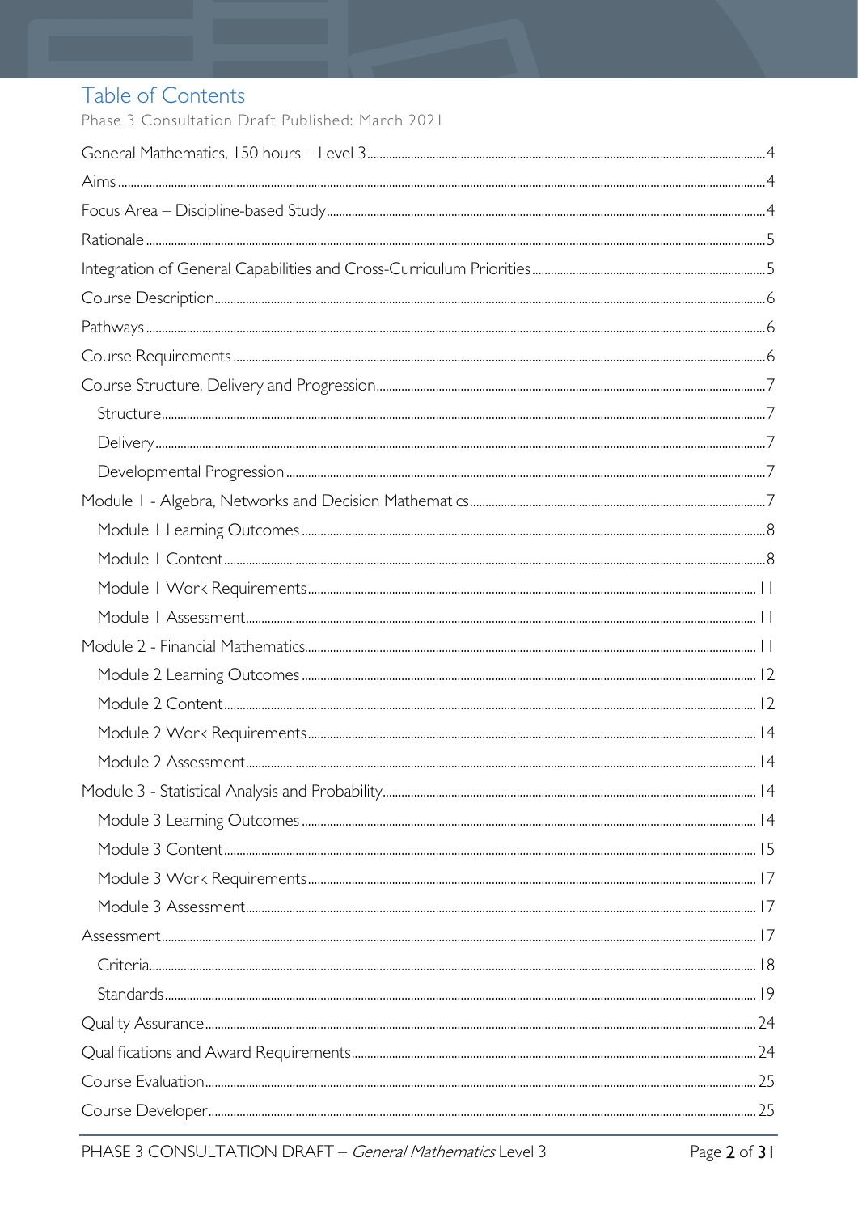# Table of Contents

Phase 3 Consultation Draft Published: March 2021

General Mathematics, 150 hours – Level 3 ..... 4
Aims ..... 4
Focus Area – Discipline-based Study ..... 4
Rationale ..... 5
Integration of General Capabilities and Cross-Curriculum Priorities ..... 5
Course Description ..... 6
Pathways ..... 6
Course Requirements ..... 6
Course Structure, Delivery and Progression ..... 7
  Structure ..... 7
  Delivery ..... 7
  Developmental Progression ..... 7
Module 1 - Algebra, Networks and Decision Mathematics ..... 7
  Module 1 Learning Outcomes ..... 8
  Module 1 Content ..... 8
  Module 1 Work Requirements ..... 11
  Module 1 Assessment ..... 11
Module 2 - Financial Mathematics ..... 11
  Module 2 Learning Outcomes ..... 12
  Module 2 Content ..... 12
  Module 2 Work Requirements ..... 14
  Module 2 Assessment ..... 14
Module 3 - Statistical Analysis and Probability ..... 14
  Module 3 Learning Outcomes ..... 14
  Module 3 Content ..... 15
  Module 3 Work Requirements ..... 17
  Module 3 Assessment ..... 17
Assessment ..... 17
  Criteria ..... 18
  Standards ..... 19
Quality Assurance ..... 24
Qualifications and Award Requirements ..... 24
Course Evaluation ..... 25
Course Developer ..... 25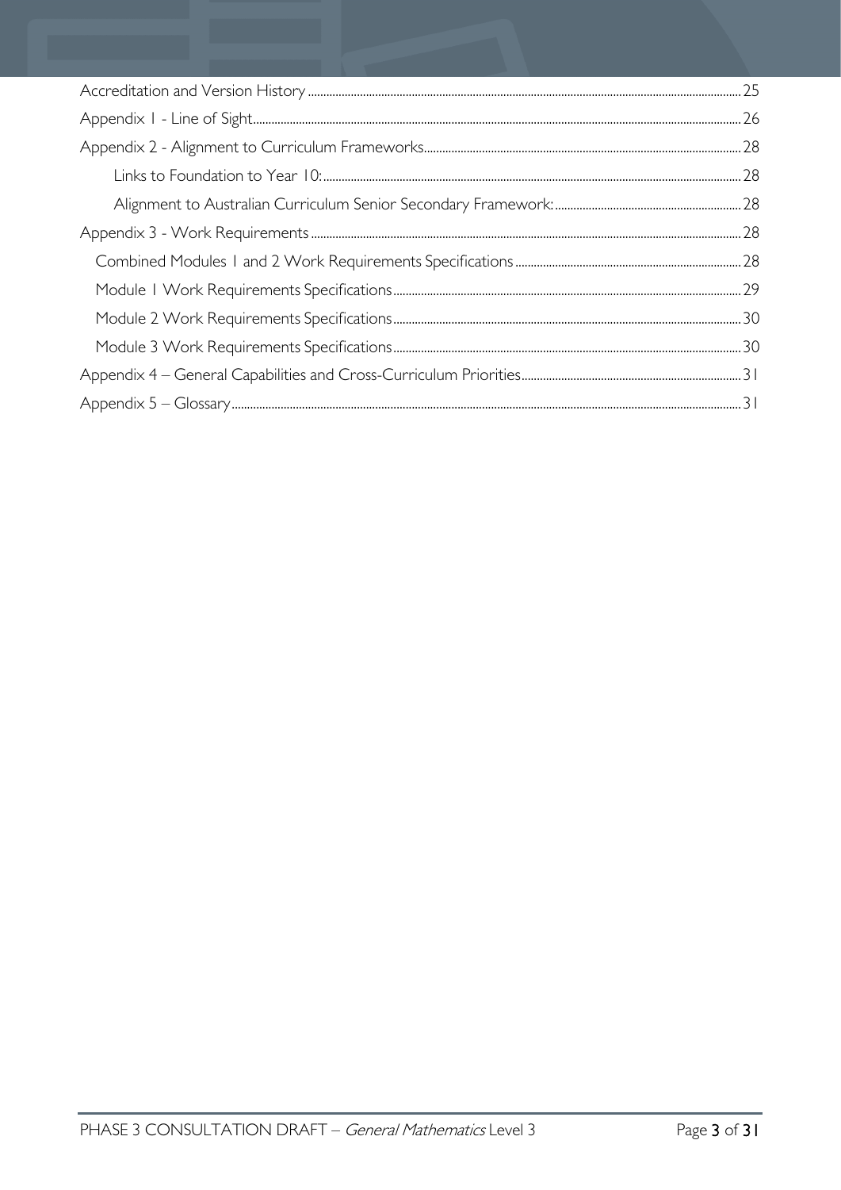Accreditation and Version History ........ 25

Appendix 1 - Line of Sight ........ 26

Appendix 2 - Alignment to Curriculum Frameworks ........ 28

- Links to Foundation to Year 10: ........ 28
- Alignment to Australian Curriculum Senior Secondary Framework: ........ 28

Appendix 3 - Work Requirements ........ 28

- Combined Modules 1 and 2 Work Requirements Specifications ........ 28
- Module 1 Work Requirements Specifications ........ 29
- Module 2 Work Requirements Specifications ........ 30
- Module 3 Work Requirements Specifications ........ 30

Appendix 4 – General Capabilities and Cross-Curriculum Priorities ........ 31

Appendix 5 – Glossary ........ 31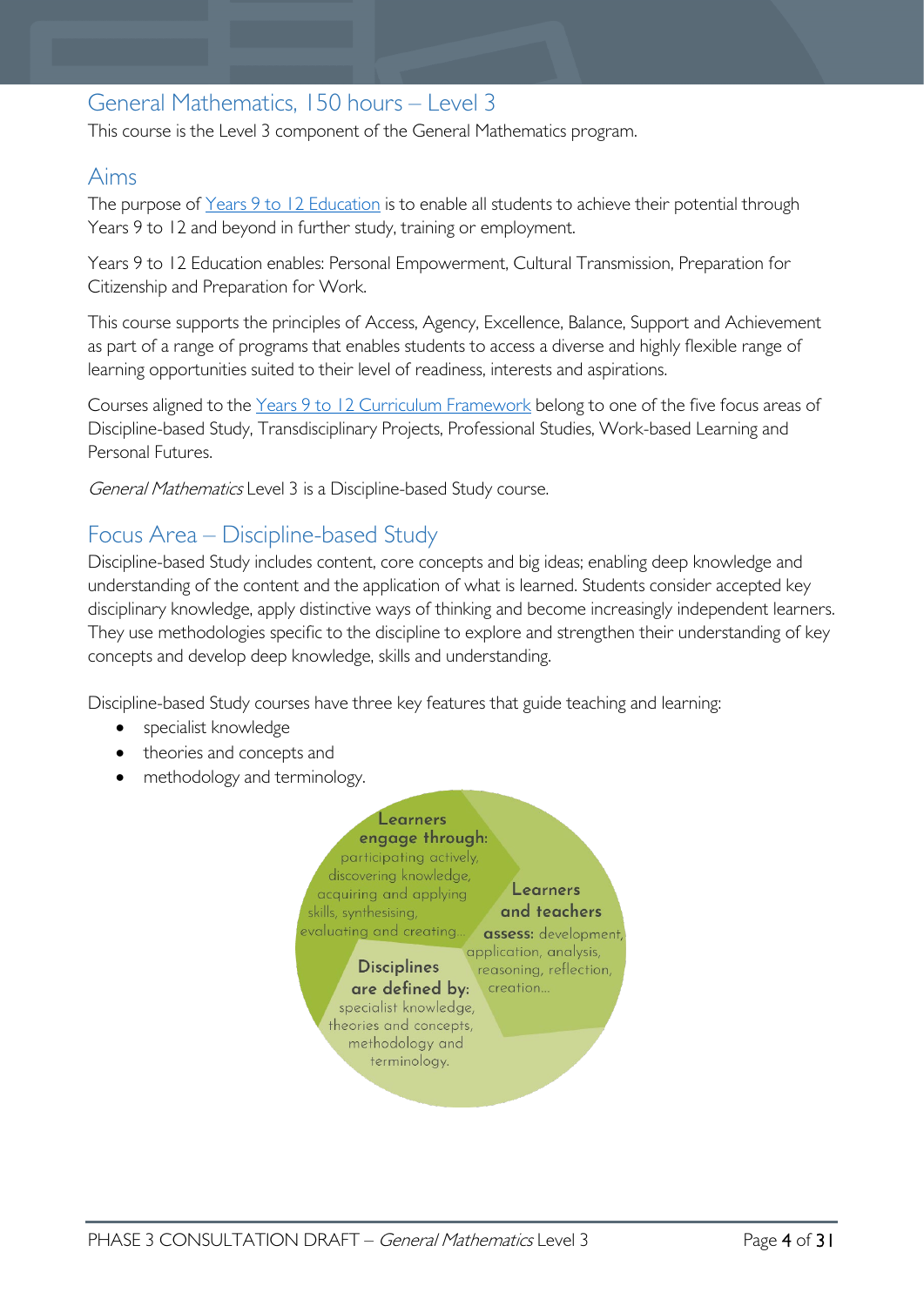## General Mathematics, 150 hours – Level 3

This course is the Level 3 component of the General Mathematics program.

## Aims

The purpose of [Years 9 to 12 Education](#) is to enable all students to achieve their potential through Years 9 to 12 and beyond in further study, training or employment.

Years 9 to 12 Education enables: Personal Empowerment, Cultural Transmission, Preparation for Citizenship and Preparation for Work.

This course supports the principles of Access, Agency, Excellence, Balance, Support and Achievement as part of a range of programs that enables students to access a diverse and highly flexible range of learning opportunities suited to their level of readiness, interests and aspirations.

Courses aligned to the [Years 9 to 12 Curriculum Framework](#) belong to one of the five focus areas of Discipline-based Study, Transdisciplinary Projects, Professional Studies, Work-based Learning and Personal Futures.

*General Mathematics* Level 3 is a Discipline-based Study course.

## Focus Area – Discipline-based Study

Discipline-based Study includes content, core concepts and big ideas; enabling deep knowledge and understanding of the content and the application of what is learned. Students consider accepted key disciplinary knowledge, apply distinctive ways of thinking and become increasingly independent learners. They use methodologies specific to the discipline to explore and strengthen their understanding of key concepts and develop deep knowledge, skills and understanding.

Discipline-based Study courses have three key features that guide teaching and learning:

- specialist knowledge
- theories and concepts and
- methodology and terminology.

**Learners engage through:** participating actively, discovering knowledge, acquiring and applying skills, synthesising, evaluating and creating…

**Learners and teachers assess:** development, application, analysis, reasoning, reflection, creation…

**Disciplines are defined by:** specialist knowledge, theories and concepts, methodology and terminology.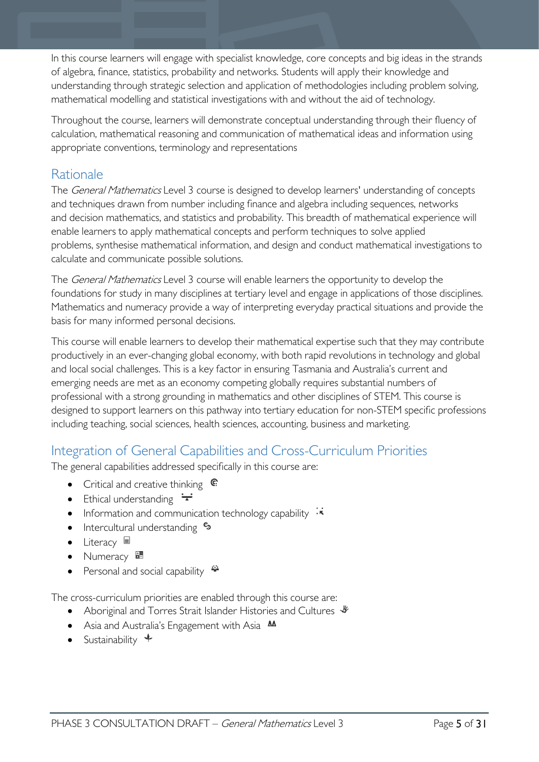In this course learners will engage with specialist knowledge, core concepts and big ideas in the strands of algebra, finance, statistics, probability and networks. Students will apply their knowledge and understanding through strategic selection and application of methodologies including problem solving, mathematical modelling and statistical investigations with and without the aid of technology.

Throughout the course, learners will demonstrate conceptual understanding through their fluency of calculation, mathematical reasoning and communication of mathematical ideas and information using appropriate conventions, terminology and representations

## Rationale

The *General Mathematics* Level 3 course is designed to develop learners' understanding of concepts and techniques drawn from number including finance and algebra including sequences, networks and decision mathematics, and statistics and probability. This breadth of mathematical experience will enable learners to apply mathematical concepts and perform techniques to solve applied problems, synthesise mathematical information, and design and conduct mathematical investigations to calculate and communicate possible solutions.

The *General Mathematics* Level 3 course will enable learners the opportunity to develop the foundations for study in many disciplines at tertiary level and engage in applications of those disciplines. Mathematics and numeracy provide a way of interpreting everyday practical situations and provide the basis for many informed personal decisions.

This course will enable learners to develop their mathematical expertise such that they may contribute productively in an ever-changing global economy, with both rapid revolutions in technology and global and local social challenges. This is a key factor in ensuring Tasmania and Australia's current and emerging needs are met as an economy competing globally requires substantial numbers of professional with a strong grounding in mathematics and other disciplines of STEM. This course is designed to support learners on this pathway into tertiary education for non-STEM specific professions including teaching, social sciences, health sciences, accounting, business and marketing.

## Integration of General Capabilities and Cross-Curriculum Priorities

The general capabilities addressed specifically in this course are:

- Critical and creative thinking
- Ethical understanding
- Information and communication technology capability
- Intercultural understanding
- Literacy
- Numeracy
- Personal and social capability

The cross-curriculum priorities are enabled through this course are:

- Aboriginal and Torres Strait Islander Histories and Cultures
- Asia and Australia's Engagement with Asia
- Sustainability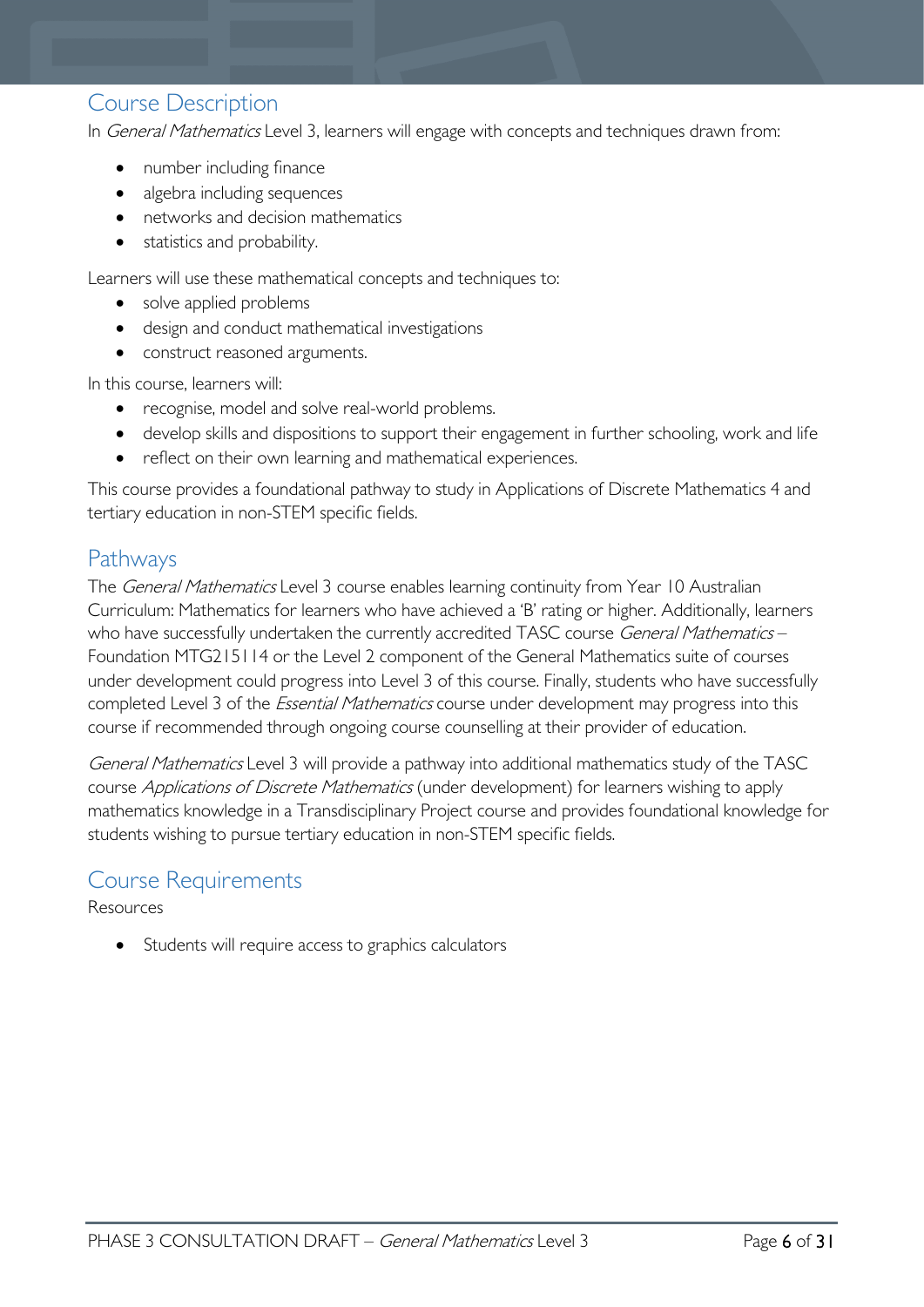## Course Description

In *General Mathematics* Level 3, learners will engage with concepts and techniques drawn from:

- number including finance
- algebra including sequences
- networks and decision mathematics
- statistics and probability.

Learners will use these mathematical concepts and techniques to:

- solve applied problems
- design and conduct mathematical investigations
- construct reasoned arguments.

In this course, learners will:

- recognise, model and solve real-world problems.
- develop skills and dispositions to support their engagement in further schooling, work and life
- reflect on their own learning and mathematical experiences.

This course provides a foundational pathway to study in Applications of Discrete Mathematics 4 and tertiary education in non-STEM specific fields.

## Pathways

The *General Mathematics* Level 3 course enables learning continuity from Year 10 Australian Curriculum: Mathematics for learners who have achieved a 'B' rating or higher. Additionally, learners who have successfully undertaken the currently accredited TASC course *General Mathematics* – Foundation MTG215114 or the Level 2 component of the General Mathematics suite of courses under development could progress into Level 3 of this course. Finally, students who have successfully completed Level 3 of the *Essential Mathematics* course under development may progress into this course if recommended through ongoing course counselling at their provider of education.

*General Mathematics* Level 3 will provide a pathway into additional mathematics study of the TASC course *Applications of Discrete Mathematics* (under development) for learners wishing to apply mathematics knowledge in a Transdisciplinary Project course and provides foundational knowledge for students wishing to pursue tertiary education in non-STEM specific fields.

## Course Requirements

Resources

- Students will require access to graphics calculators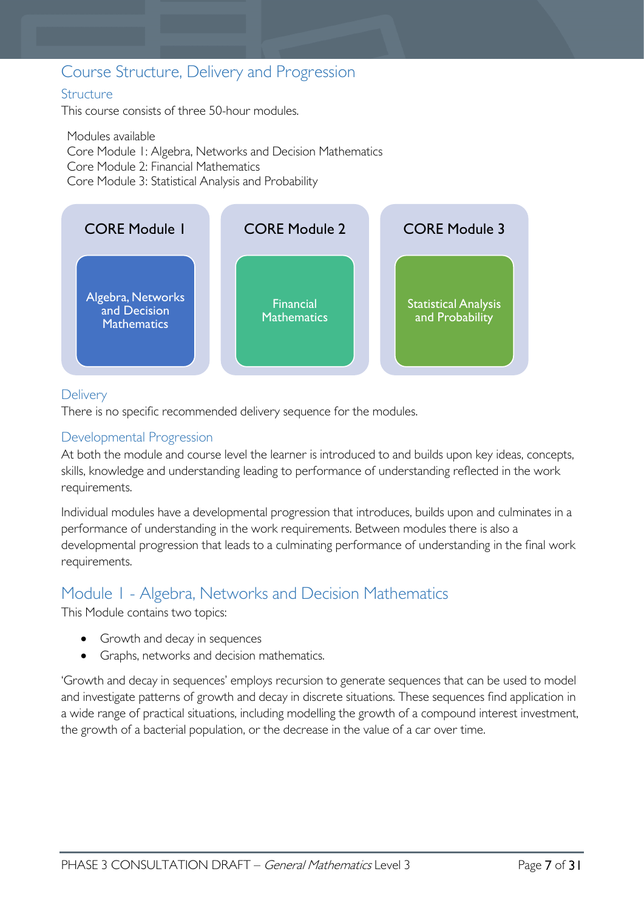## Course Structure, Delivery and Progression

### Structure

This course consists of three 50-hour modules.

Modules available
Core Module 1: Algebra, Networks and Decision Mathematics
Core Module 2: Financial Mathematics
Core Module 3: Statistical Analysis and Probability

| CORE Module 1 | CORE Module 2 | CORE Module 3 |
|---|---|---|
| Algebra, Networks and Decision Mathematics | Financial Mathematics | Statistical Analysis and Probability |

### Delivery

There is no specific recommended delivery sequence for the modules.

### Developmental Progression

At both the module and course level the learner is introduced to and builds upon key ideas, concepts, skills, knowledge and understanding leading to performance of understanding reflected in the work requirements.

Individual modules have a developmental progression that introduces, builds upon and culminates in a performance of understanding in the work requirements. Between modules there is also a developmental progression that leads to a culminating performance of understanding in the final work requirements.

## Module 1 - Algebra, Networks and Decision Mathematics

This Module contains two topics:

- Growth and decay in sequences
- Graphs, networks and decision mathematics.

'Growth and decay in sequences' employs recursion to generate sequences that can be used to model and investigate patterns of growth and decay in discrete situations. These sequences find application in a wide range of practical situations, including modelling the growth of a compound interest investment, the growth of a bacterial population, or the decrease in the value of a car over time.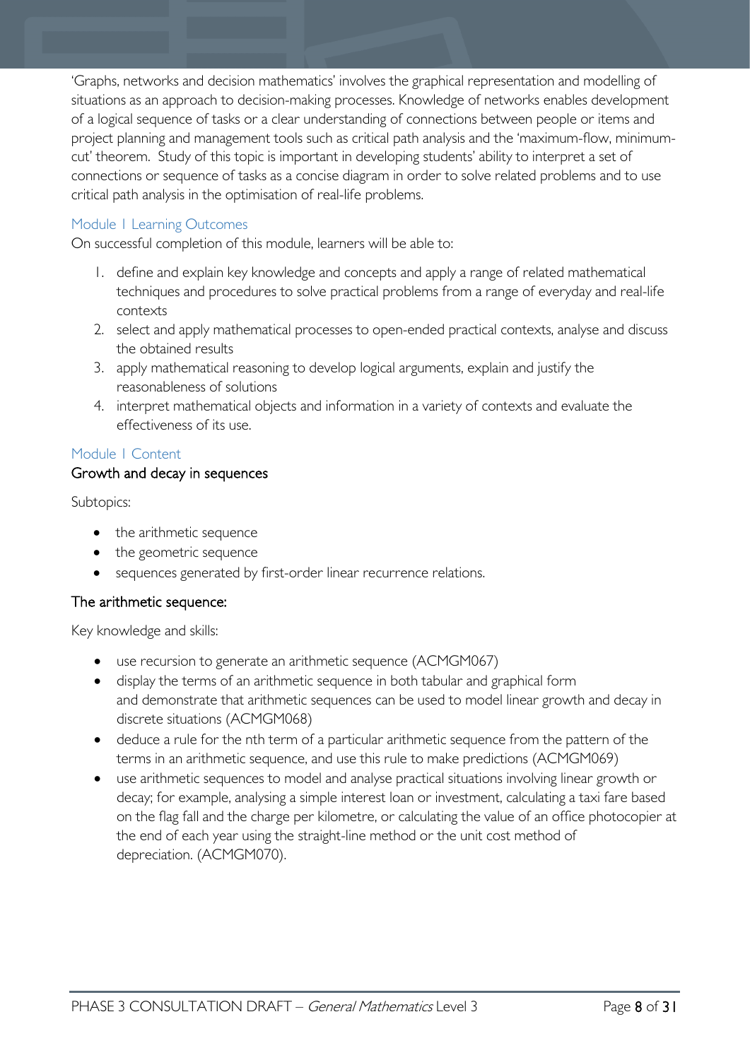'Graphs, networks and decision mathematics' involves the graphical representation and modelling of situations as an approach to decision-making processes. Knowledge of networks enables development of a logical sequence of tasks or a clear understanding of connections between people or items and project planning and management tools such as critical path analysis and the 'maximum-flow, minimum-cut' theorem. Study of this topic is important in developing students' ability to interpret a set of connections or sequence of tasks as a concise diagram in order to solve related problems and to use critical path analysis in the optimisation of real-life problems.

### Module 1 Learning Outcomes

On successful completion of this module, learners will be able to:

1. define and explain key knowledge and concepts and apply a range of related mathematical techniques and procedures to solve practical problems from a range of everyday and real-life contexts
2. select and apply mathematical processes to open-ended practical contexts, analyse and discuss the obtained results
3. apply mathematical reasoning to develop logical arguments, explain and justify the reasonableness of solutions
4. interpret mathematical objects and information in a variety of contexts and evaluate the effectiveness of its use.

### Module 1 Content

#### Growth and decay in sequences

Subtopics:

- the arithmetic sequence
- the geometric sequence
- sequences generated by first-order linear recurrence relations.

#### The arithmetic sequence:

Key knowledge and skills:

- use recursion to generate an arithmetic sequence (ACMGM067)
- display the terms of an arithmetic sequence in both tabular and graphical form and demonstrate that arithmetic sequences can be used to model linear growth and decay in discrete situations (ACMGM068)
- deduce a rule for the nth term of a particular arithmetic sequence from the pattern of the terms in an arithmetic sequence, and use this rule to make predictions (ACMGM069)
- use arithmetic sequences to model and analyse practical situations involving linear growth or decay; for example, analysing a simple interest loan or investment, calculating a taxi fare based on the flag fall and the charge per kilometre, or calculating the value of an office photocopier at the end of each year using the straight-line method or the unit cost method of depreciation. (ACMGM070).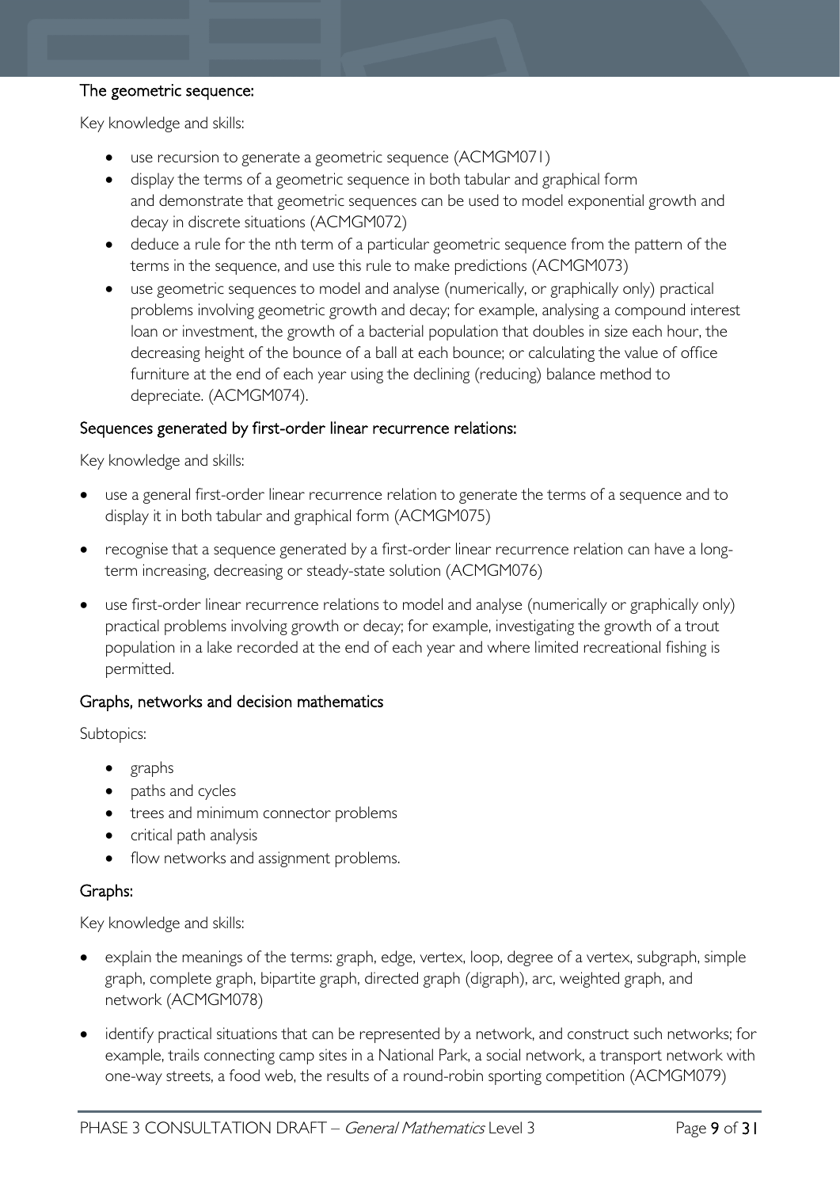### The geometric sequence:

Key knowledge and skills:

- use recursion to generate a geometric sequence (ACMGM071)
- display the terms of a geometric sequence in both tabular and graphical form and demonstrate that geometric sequences can be used to model exponential growth and decay in discrete situations (ACMGM072)
- deduce a rule for the nth term of a particular geometric sequence from the pattern of the terms in the sequence, and use this rule to make predictions (ACMGM073)
- use geometric sequences to model and analyse (numerically, or graphically only) practical problems involving geometric growth and decay; for example, analysing a compound interest loan or investment, the growth of a bacterial population that doubles in size each hour, the decreasing height of the bounce of a ball at each bounce; or calculating the value of office furniture at the end of each year using the declining (reducing) balance method to depreciate. (ACMGM074).

### Sequences generated by first-order linear recurrence relations:

Key knowledge and skills:

- use a general first-order linear recurrence relation to generate the terms of a sequence and to display it in both tabular and graphical form (ACMGM075)
- recognise that a sequence generated by a first-order linear recurrence relation can have a long-term increasing, decreasing or steady-state solution (ACMGM076)
- use first-order linear recurrence relations to model and analyse (numerically or graphically only) practical problems involving growth or decay; for example, investigating the growth of a trout population in a lake recorded at the end of each year and where limited recreational fishing is permitted.

## Graphs, networks and decision mathematics

Subtopics:

- graphs
- paths and cycles
- trees and minimum connector problems
- critical path analysis
- flow networks and assignment problems.

### Graphs:

Key knowledge and skills:

- explain the meanings of the terms: graph, edge, vertex, loop, degree of a vertex, subgraph, simple graph, complete graph, bipartite graph, directed graph (digraph), arc, weighted graph, and network (ACMGM078)
- identify practical situations that can be represented by a network, and construct such networks; for example, trails connecting camp sites in a National Park, a social network, a transport network with one-way streets, a food web, the results of a round-robin sporting competition (ACMGM079)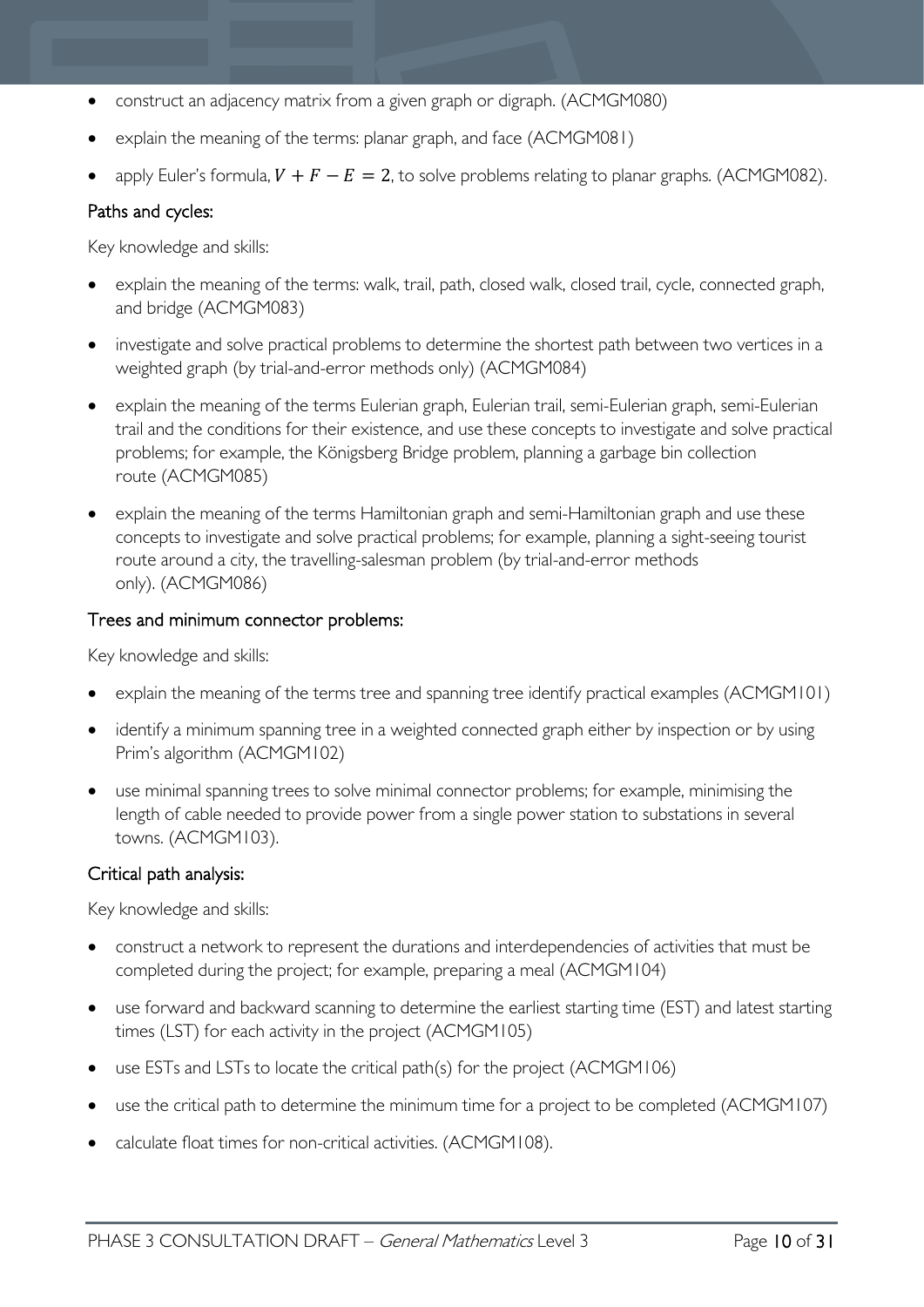- construct an adjacency matrix from a given graph or digraph. (ACMGM080)
- explain the meaning of the terms: planar graph, and face (ACMGM081)
- apply Euler's formula, $V + F - E = 2$, to solve problems relating to planar graphs. (ACMGM082).

### Paths and cycles:

Key knowledge and skills:

- explain the meaning of the terms: walk, trail, path, closed walk, closed trail, cycle, connected graph, and bridge (ACMGM083)
- investigate and solve practical problems to determine the shortest path between two vertices in a weighted graph (by trial-and-error methods only) (ACMGM084)
- explain the meaning of the terms Eulerian graph, Eulerian trail, semi-Eulerian graph, semi-Eulerian trail and the conditions for their existence, and use these concepts to investigate and solve practical problems; for example, the Königsberg Bridge problem, planning a garbage bin collection route (ACMGM085)
- explain the meaning of the terms Hamiltonian graph and semi-Hamiltonian graph and use these concepts to investigate and solve practical problems; for example, planning a sight-seeing tourist route around a city, the travelling-salesman problem (by trial-and-error methods only). (ACMGM086)

### Trees and minimum connector problems:

Key knowledge and skills:

- explain the meaning of the terms tree and spanning tree identify practical examples (ACMGM101)
- identify a minimum spanning tree in a weighted connected graph either by inspection or by using Prim's algorithm (ACMGM102)
- use minimal spanning trees to solve minimal connector problems; for example, minimising the length of cable needed to provide power from a single power station to substations in several towns. (ACMGM103).

### Critical path analysis:

Key knowledge and skills:

- construct a network to represent the durations and interdependencies of activities that must be completed during the project; for example, preparing a meal (ACMGM104)
- use forward and backward scanning to determine the earliest starting time (EST) and latest starting times (LST) for each activity in the project (ACMGM105)
- use ESTs and LSTs to locate the critical path(s) for the project (ACMGM106)
- use the critical path to determine the minimum time for a project to be completed (ACMGM107)
- calculate float times for non-critical activities. (ACMGM108).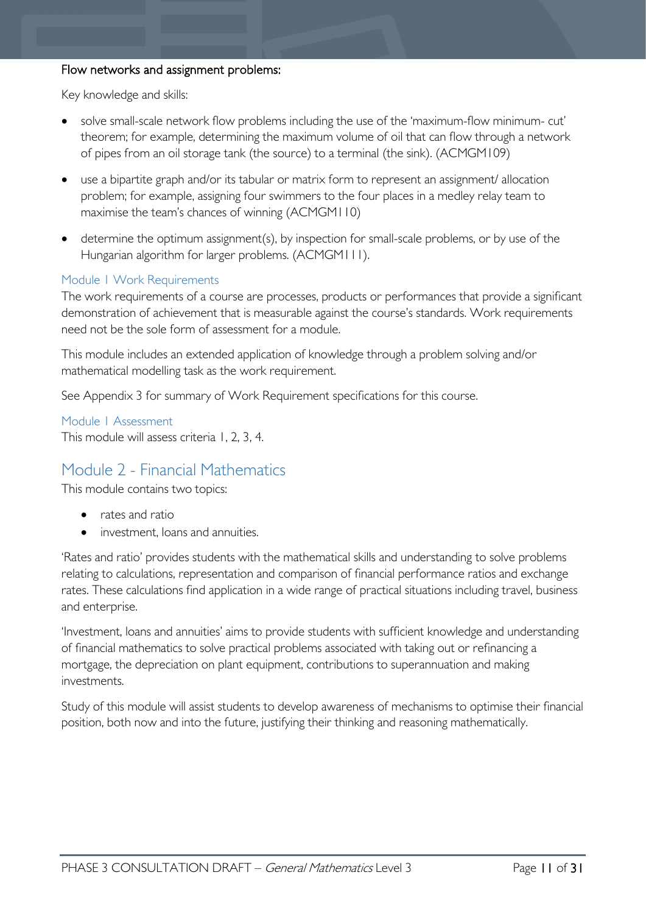#### Flow networks and assignment problems:

Key knowledge and skills:

- solve small-scale network flow problems including the use of the 'maximum-flow minimum- cut' theorem; for example, determining the maximum volume of oil that can flow through a network of pipes from an oil storage tank (the source) to a terminal (the sink). (ACMGM109)
- use a bipartite graph and/or its tabular or matrix form to represent an assignment/ allocation problem; for example, assigning four swimmers to the four places in a medley relay team to maximise the team's chances of winning (ACMGM110)
- determine the optimum assignment(s), by inspection for small-scale problems, or by use of the Hungarian algorithm for larger problems. (ACMGM111).

### Module 1 Work Requirements

The work requirements of a course are processes, products or performances that provide a significant demonstration of achievement that is measurable against the course's standards. Work requirements need not be the sole form of assessment for a module.

This module includes an extended application of knowledge through a problem solving and/or mathematical modelling task as the work requirement.

See Appendix 3 for summary of Work Requirement specifications for this course.

### Module 1 Assessment

This module will assess criteria 1, 2, 3, 4.

## Module 2 - Financial Mathematics

This module contains two topics:

- rates and ratio
- investment, loans and annuities.

'Rates and ratio' provides students with the mathematical skills and understanding to solve problems relating to calculations, representation and comparison of financial performance ratios and exchange rates. These calculations find application in a wide range of practical situations including travel, business and enterprise.

'Investment, loans and annuities' aims to provide students with sufficient knowledge and understanding of financial mathematics to solve practical problems associated with taking out or refinancing a mortgage, the depreciation on plant equipment, contributions to superannuation and making investments.

Study of this module will assist students to develop awareness of mechanisms to optimise their financial position, both now and into the future, justifying their thinking and reasoning mathematically.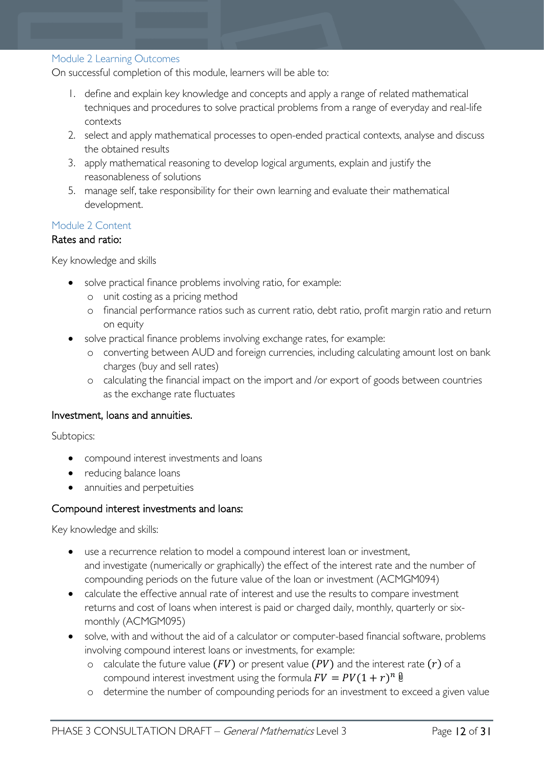## Module 2 Learning Outcomes

On successful completion of this module, learners will be able to:

1. define and explain key knowledge and concepts and apply a range of related mathematical techniques and procedures to solve practical problems from a range of everyday and real-life contexts
2. select and apply mathematical processes to open-ended practical contexts, analyse and discuss the obtained results
3. apply mathematical reasoning to develop logical arguments, explain and justify the reasonableness of solutions
5. manage self, take responsibility for their own learning and evaluate their mathematical development.

## Module 2 Content

### Rates and ratio:

Key knowledge and skills

- solve practical finance problems involving ratio, for example:
  - unit costing as a pricing method
  - financial performance ratios such as current ratio, debt ratio, profit margin ratio and return on equity
- solve practical finance problems involving exchange rates, for example:
  - converting between AUD and foreign currencies, including calculating amount lost on bank charges (buy and sell rates)
  - calculating the financial impact on the import and /or export of goods between countries as the exchange rate fluctuates

### Investment, loans and annuities.

Subtopics:

- compound interest investments and loans
- reducing balance loans
- annuities and perpetuities

### Compound interest investments and loans:

Key knowledge and skills:

- use a recurrence relation to model a compound interest loan or investment, and investigate (numerically or graphically) the effect of the interest rate and the number of compounding periods on the future value of the loan or investment (ACMGM094)
- calculate the effective annual rate of interest and use the results to compare investment returns and cost of loans when interest is paid or charged daily, monthly, quarterly or six-monthly (ACMGM095)
- solve, with and without the aid of a calculator or computer-based financial software, problems involving compound interest loans or investments, for example:
  - calculate the future value $(FV)$ or present value $(PV)$ and the interest rate $(r)$ of a compound interest investment using the formula $FV = PV(1 + r)^n$
  - determine the number of compounding periods for an investment to exceed a given value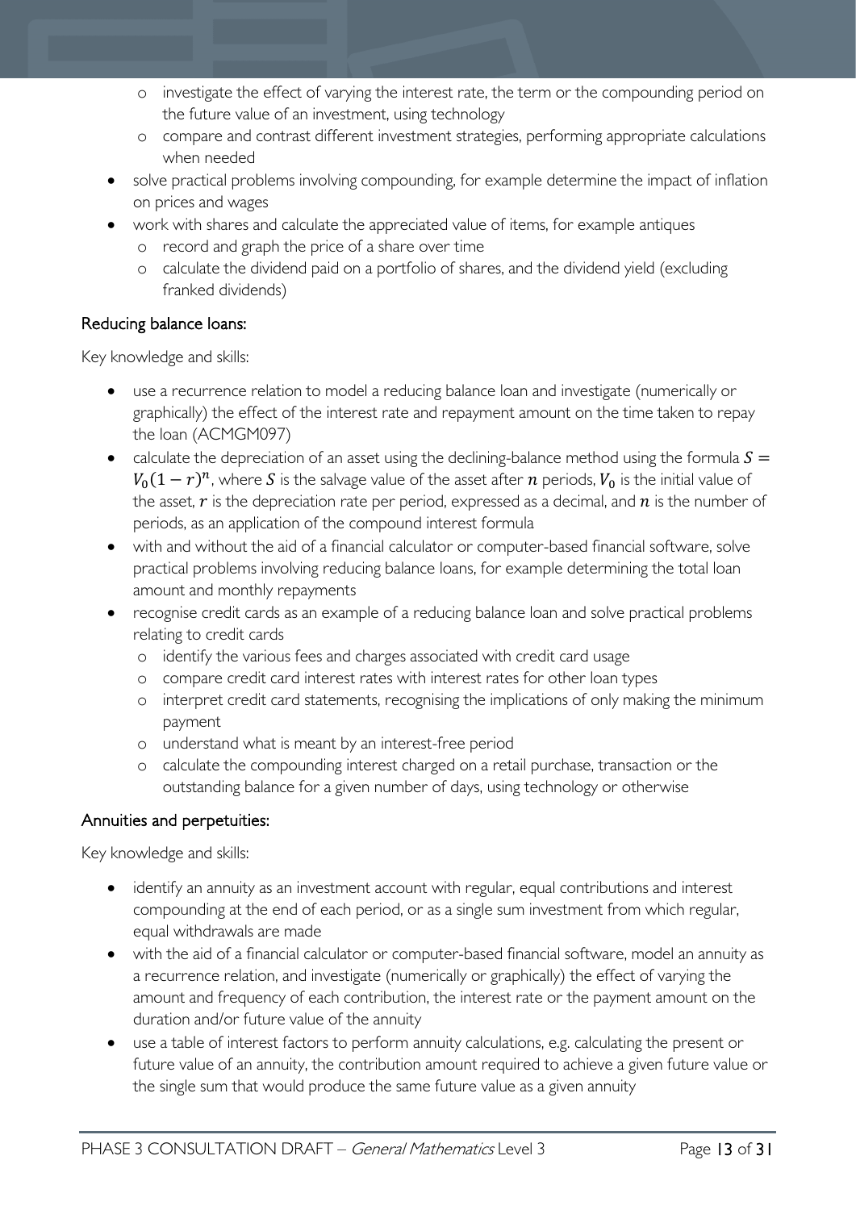- investigate the effect of varying the interest rate, the term or the compounding period on the future value of an investment, using technology
    - compare and contrast different investment strategies, performing appropriate calculations when needed
- solve practical problems involving compounding, for example determine the impact of inflation on prices and wages
- work with shares and calculate the appreciated value of items, for example antiques
    - record and graph the price of a share over time
    - calculate the dividend paid on a portfolio of shares, and the dividend yield (excluding franked dividends)

## Reducing balance loans:

Key knowledge and skills:

- use a recurrence relation to model a reducing balance loan and investigate (numerically or graphically) the effect of the interest rate and repayment amount on the time taken to repay the loan (ACMGM097)
- calculate the depreciation of an asset using the declining-balance method using the formula $S = V_0(1-r)^n$, where $S$ is the salvage value of the asset after $n$ periods, $V_0$ is the initial value of the asset, $r$ is the depreciation rate per period, expressed as a decimal, and $n$ is the number of periods, as an application of the compound interest formula
- with and without the aid of a financial calculator or computer-based financial software, solve practical problems involving reducing balance loans, for example determining the total loan amount and monthly repayments
- recognise credit cards as an example of a reducing balance loan and solve practical problems relating to credit cards
    - identify the various fees and charges associated with credit card usage
    - compare credit card interest rates with interest rates for other loan types
    - interpret credit card statements, recognising the implications of only making the minimum payment
    - understand what is meant by an interest-free period
    - calculate the compounding interest charged on a retail purchase, transaction or the outstanding balance for a given number of days, using technology or otherwise

## Annuities and perpetuities:

Key knowledge and skills:

- identify an annuity as an investment account with regular, equal contributions and interest compounding at the end of each period, or as a single sum investment from which regular, equal withdrawals are made
- with the aid of a financial calculator or computer-based financial software, model an annuity as a recurrence relation, and investigate (numerically or graphically) the effect of varying the amount and frequency of each contribution, the interest rate or the payment amount on the duration and/or future value of the annuity
- use a table of interest factors to perform annuity calculations, e.g. calculating the present or future value of an annuity, the contribution amount required to achieve a given future value or the single sum that would produce the same future value as a given annuity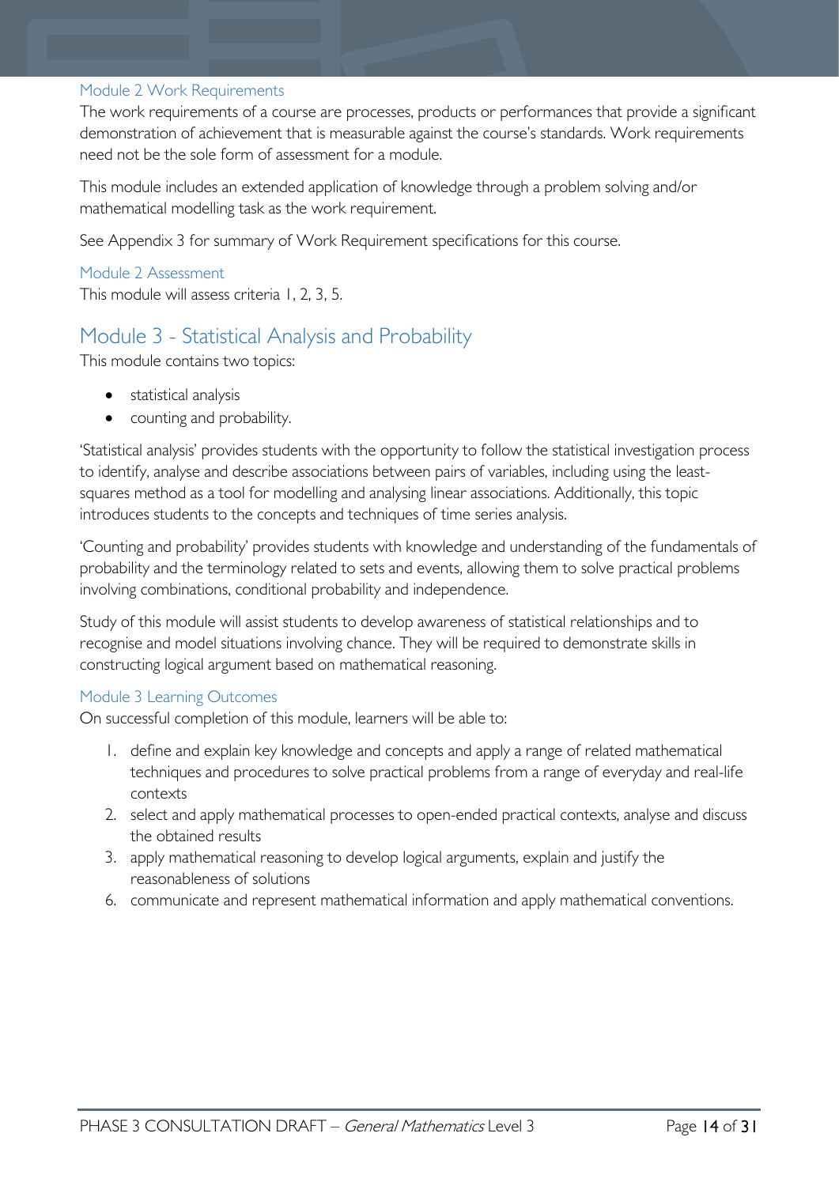### Module 2 Work Requirements

The work requirements of a course are processes, products or performances that provide a significant demonstration of achievement that is measurable against the course's standards. Work requirements need not be the sole form of assessment for a module.

This module includes an extended application of knowledge through a problem solving and/or mathematical modelling task as the work requirement.

See Appendix 3 for summary of Work Requirement specifications for this course.

### Module 2 Assessment

This module will assess criteria 1, 2, 3, 5.

## Module 3 - Statistical Analysis and Probability

This module contains two topics:

- statistical analysis
- counting and probability.

'Statistical analysis' provides students with the opportunity to follow the statistical investigation process to identify, analyse and describe associations between pairs of variables, including using the least-squares method as a tool for modelling and analysing linear associations. Additionally, this topic introduces students to the concepts and techniques of time series analysis.

'Counting and probability' provides students with knowledge and understanding of the fundamentals of probability and the terminology related to sets and events, allowing them to solve practical problems involving combinations, conditional probability and independence.

Study of this module will assist students to develop awareness of statistical relationships and to recognise and model situations involving chance. They will be required to demonstrate skills in constructing logical argument based on mathematical reasoning.

### Module 3 Learning Outcomes

On successful completion of this module, learners will be able to:

1. define and explain key knowledge and concepts and apply a range of related mathematical techniques and procedures to solve practical problems from a range of everyday and real-life contexts
2. select and apply mathematical processes to open-ended practical contexts, analyse and discuss the obtained results
3. apply mathematical reasoning to develop logical arguments, explain and justify the reasonableness of solutions

6. communicate and represent mathematical information and apply mathematical conventions.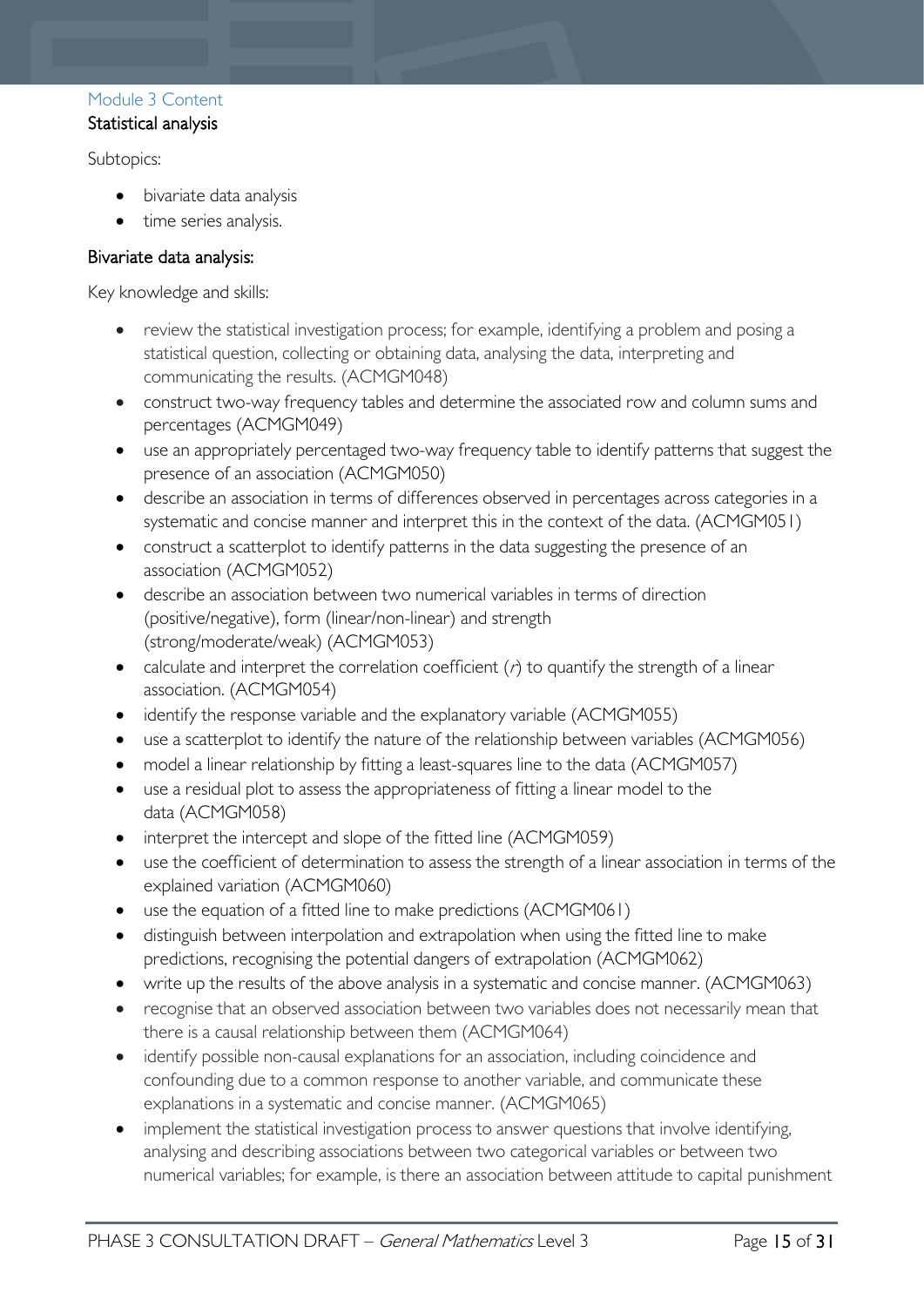## Module 3 Content

### Statistical analysis

Subtopics:

- bivariate data analysis
- time series analysis.

### Bivariate data analysis:

Key knowledge and skills:

- review the statistical investigation process; for example, identifying a problem and posing a statistical question, collecting or obtaining data, analysing the data, interpreting and communicating the results. (ACMGM048)
- construct two-way frequency tables and determine the associated row and column sums and percentages (ACMGM049)
- use an appropriately percentaged two-way frequency table to identify patterns that suggest the presence of an association (ACMGM050)
- describe an association in terms of differences observed in percentages across categories in a systematic and concise manner and interpret this in the context of the data. (ACMGM051)
- construct a scatterplot to identify patterns in the data suggesting the presence of an association (ACMGM052)
- describe an association between two numerical variables in terms of direction (positive/negative), form (linear/non-linear) and strength (strong/moderate/weak) (ACMGM053)
- calculate and interpret the correlation coefficient ($r$) to quantify the strength of a linear association. (ACMGM054)
- identify the response variable and the explanatory variable (ACMGM055)
- use a scatterplot to identify the nature of the relationship between variables (ACMGM056)
- model a linear relationship by fitting a least-squares line to the data (ACMGM057)
- use a residual plot to assess the appropriateness of fitting a linear model to the data (ACMGM058)
- interpret the intercept and slope of the fitted line (ACMGM059)
- use the coefficient of determination to assess the strength of a linear association in terms of the explained variation (ACMGM060)
- use the equation of a fitted line to make predictions (ACMGM061)
- distinguish between interpolation and extrapolation when using the fitted line to make predictions, recognising the potential dangers of extrapolation (ACMGM062)
- write up the results of the above analysis in a systematic and concise manner. (ACMGM063)
- recognise that an observed association between two variables does not necessarily mean that there is a causal relationship between them (ACMGM064)
- identify possible non-causal explanations for an association, including coincidence and confounding due to a common response to another variable, and communicate these explanations in a systematic and concise manner. (ACMGM065)
- implement the statistical investigation process to answer questions that involve identifying, analysing and describing associations between two categorical variables or between two numerical variables; for example, is there an association between attitude to capital punishment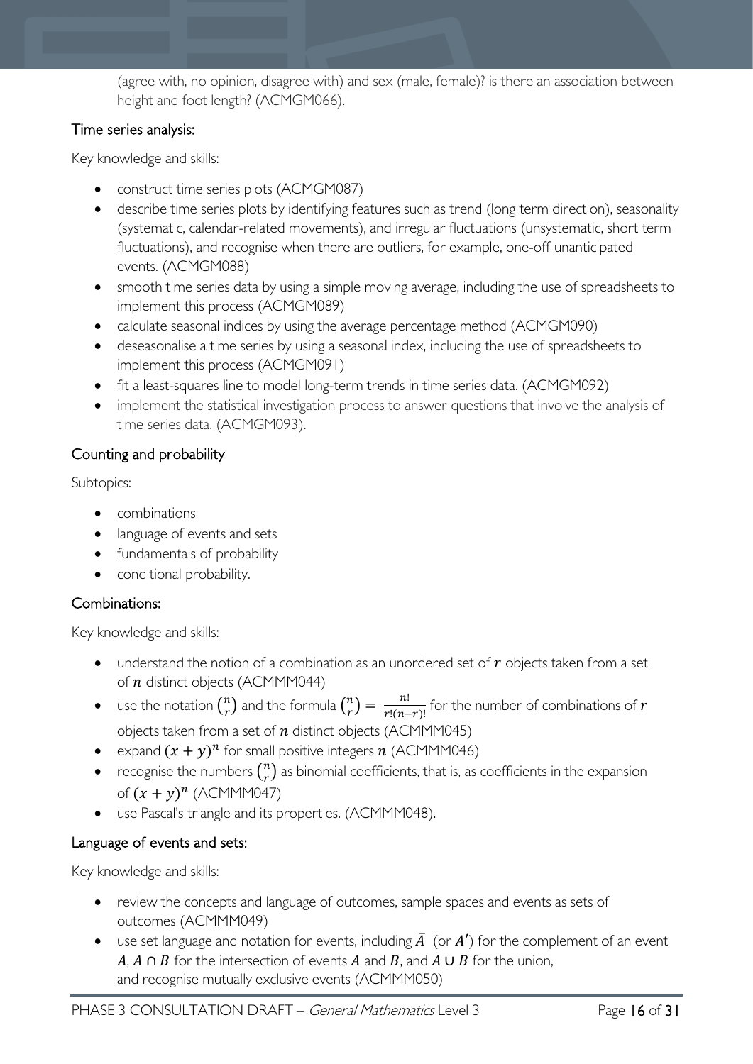(agree with, no opinion, disagree with) and sex (male, female)? is there an association between height and foot length? (ACMGM066).

### Time series analysis:

Key knowledge and skills:

- construct time series plots (ACMGM087)
- describe time series plots by identifying features such as trend (long term direction), seasonality (systematic, calendar-related movements), and irregular fluctuations (unsystematic, short term fluctuations), and recognise when there are outliers, for example, one-off unanticipated events. (ACMGM088)
- smooth time series data by using a simple moving average, including the use of spreadsheets to implement this process (ACMGM089)
- calculate seasonal indices by using the average percentage method (ACMGM090)
- deseasonalise a time series by using a seasonal index, including the use of spreadsheets to implement this process (ACMGM091)
- fit a least-squares line to model long-term trends in time series data. (ACMGM092)
- implement the statistical investigation process to answer questions that involve the analysis of time series data. (ACMGM093).

## Counting and probability

Subtopics:

- combinations
- language of events and sets
- fundamentals of probability
- conditional probability.

### Combinations:

Key knowledge and skills:

- understand the notion of a combination as an unordered set of $r$ objects taken from a set of $n$ distinct objects (ACMMM044)
- use the notation $\binom{n}{r}$ and the formula $\binom{n}{r} = \frac{n!}{r!(n-r)!}$ for the number of combinations of $r$ objects taken from a set of $n$ distinct objects (ACMMM045)
- expand $(x + y)^n$ for small positive integers $n$ (ACMMM046)
- recognise the numbers $\binom{n}{r}$ as binomial coefficients, that is, as coefficients in the expansion of $(x + y)^n$ (ACMMM047)
- use Pascal's triangle and its properties. (ACMMM048).

### Language of events and sets:

Key knowledge and skills:

- review the concepts and language of outcomes, sample spaces and events as sets of outcomes (ACMMM049)
- use set language and notation for events, including $\bar{A}$ (or $A'$) for the complement of an event $A$, $A \cap B$ for the intersection of events $A$ and $B$, and $A \cup B$ for the union, and recognise mutually exclusive events (ACMMM050)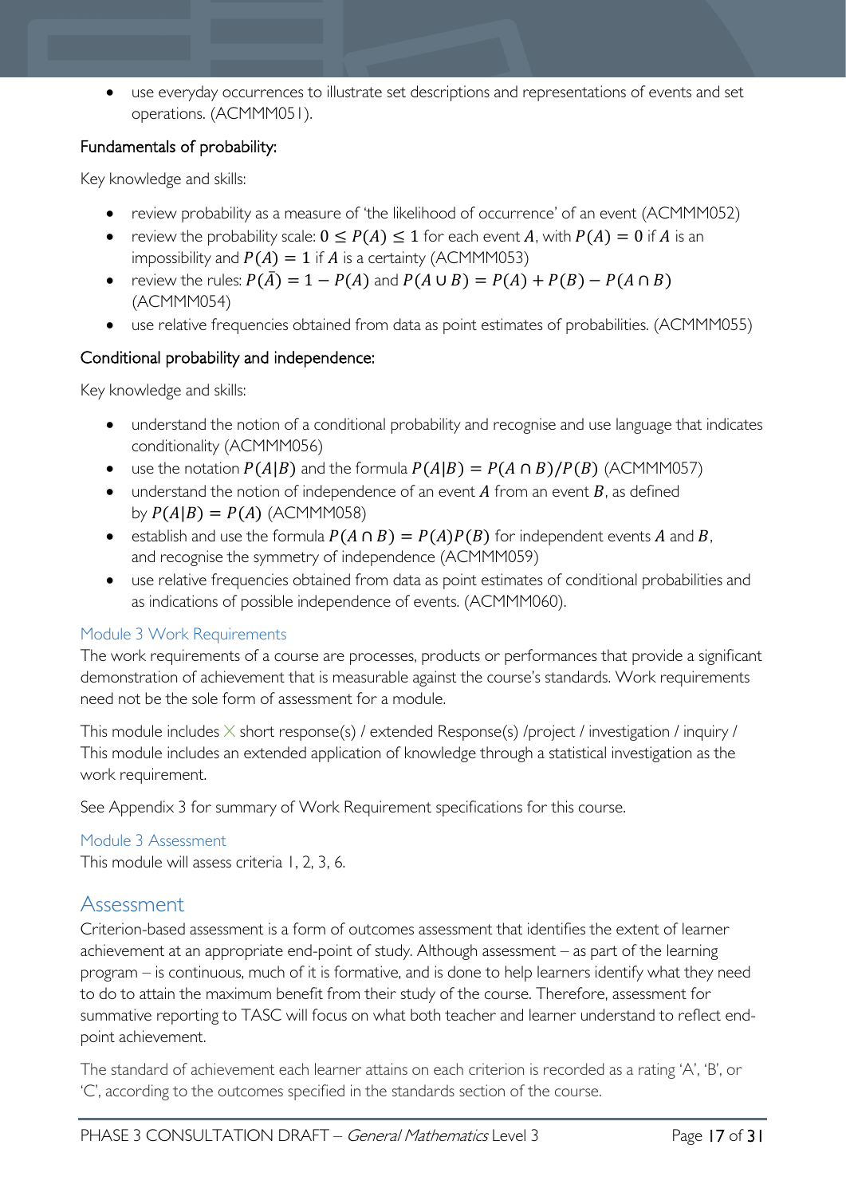- use everyday occurrences to illustrate set descriptions and representations of events and set operations. (ACMMM051).

### Fundamentals of probability:

Key knowledge and skills:

- review probability as a measure of 'the likelihood of occurrence' of an event (ACMMM052)
- review the probability scale: $0 \leq P(A) \leq 1$ for each event $A$, with $P(A) = 0$ if $A$ is an impossibility and $P(A) = 1$ if $A$ is a certainty (ACMMM053)
- review the rules: $P(\bar{A}) = 1 - P(A)$ and $P(A \cup B) = P(A) + P(B) - P(A \cap B)$ (ACMMM054)
- use relative frequencies obtained from data as point estimates of probabilities. (ACMMM055)

### Conditional probability and independence:

Key knowledge and skills:

- understand the notion of a conditional probability and recognise and use language that indicates conditionality (ACMMM056)
- use the notation $P(A|B)$ and the formula $P(A|B) = P(A \cap B)/P(B)$ (ACMMM057)
- understand the notion of independence of an event $A$ from an event $B$, as defined by $P(A|B) = P(A)$ (ACMMM058)
- establish and use the formula $P(A \cap B) = P(A)P(B)$ for independent events $A$ and $B$, and recognise the symmetry of independence (ACMMM059)
- use relative frequencies obtained from data as point estimates of conditional probabilities and as indications of possible independence of events. (ACMMM060).

### Module 3 Work Requirements

The work requirements of a course are processes, products or performances that provide a significant demonstration of achievement that is measurable against the course's standards. Work requirements need not be the sole form of assessment for a module.

This module includes X short response(s) / extended Response(s) /project / investigation / inquiry / This module includes an extended application of knowledge through a statistical investigation as the work requirement.

See Appendix 3 for summary of Work Requirement specifications for this course.

### Module 3 Assessment

This module will assess criteria 1, 2, 3, 6.

## Assessment

Criterion-based assessment is a form of outcomes assessment that identifies the extent of learner achievement at an appropriate end-point of study. Although assessment – as part of the learning program – is continuous, much of it is formative, and is done to help learners identify what they need to do to attain the maximum benefit from their study of the course. Therefore, assessment for summative reporting to TASC will focus on what both teacher and learner understand to reflect end-point achievement.

The standard of achievement each learner attains on each criterion is recorded as a rating 'A', 'B', or 'C', according to the outcomes specified in the standards section of the course.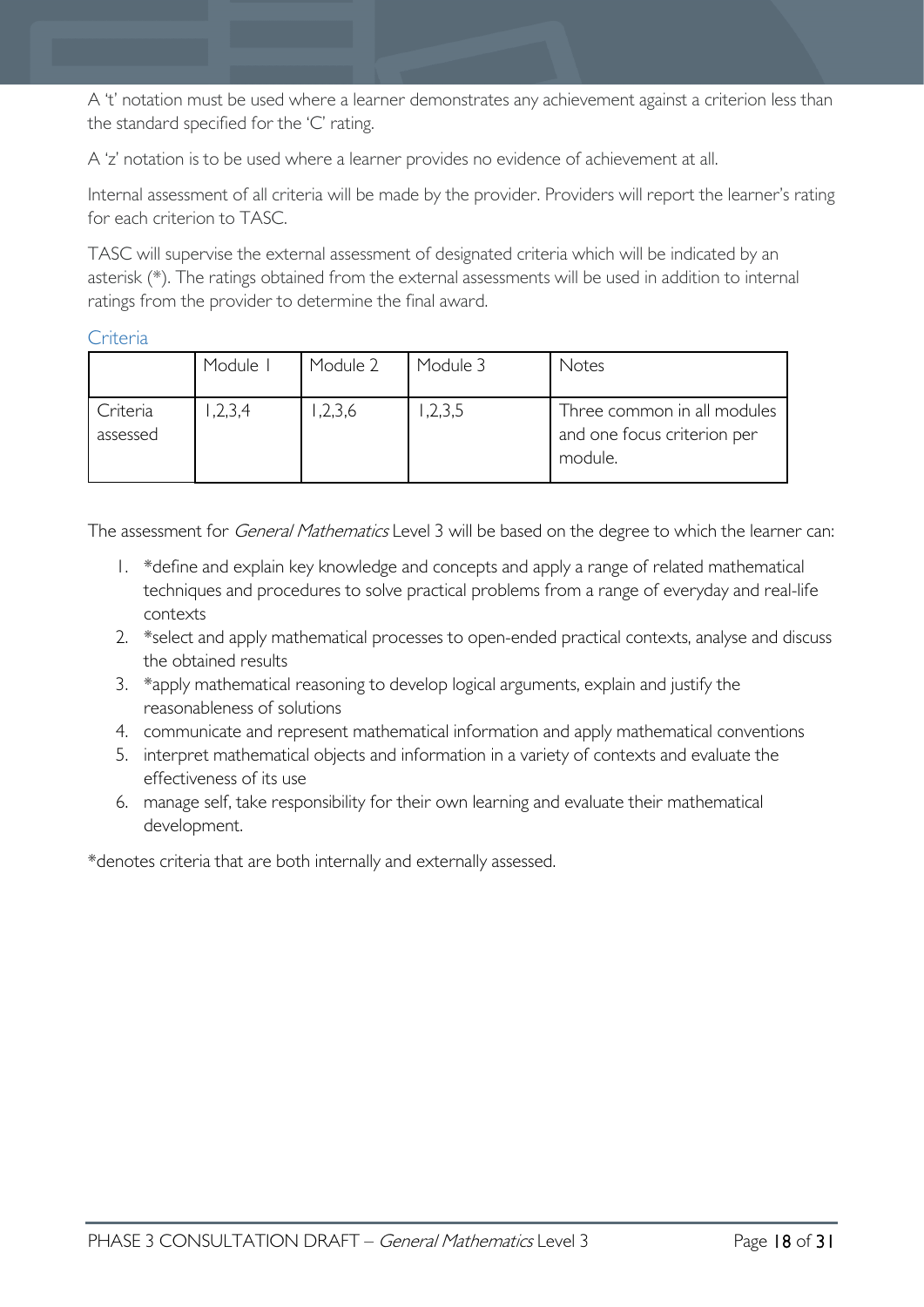A 't' notation must be used where a learner demonstrates any achievement against a criterion less than the standard specified for the 'C' rating.

A 'z' notation is to be used where a learner provides no evidence of achievement at all.

Internal assessment of all criteria will be made by the provider. Providers will report the learner's rating for each criterion to TASC.

TASC will supervise the external assessment of designated criteria which will be indicated by an asterisk (*). The ratings obtained from the external assessments will be used in addition to internal ratings from the provider to determine the final award.

### Criteria

| | Module 1 | Module 2 | Module 3 | Notes |
|---|---|---|---|---|
| Criteria assessed | 1,2,3,4 | 1,2,3,6 | 1,2,3,5 | Three common in all modules and one focus criterion per module. |

The assessment for *General Mathematics* Level 3 will be based on the degree to which the learner can:

1. *define and explain key knowledge and concepts and apply a range of related mathematical techniques and procedures to solve practical problems from a range of everyday and real-life contexts
2. *select and apply mathematical processes to open-ended practical contexts, analyse and discuss the obtained results
3. *apply mathematical reasoning to develop logical arguments, explain and justify the reasonableness of solutions
4. communicate and represent mathematical information and apply mathematical conventions
5. interpret mathematical objects and information in a variety of contexts and evaluate the effectiveness of its use
6. manage self, take responsibility for their own learning and evaluate their mathematical development.

*denotes criteria that are both internally and externally assessed.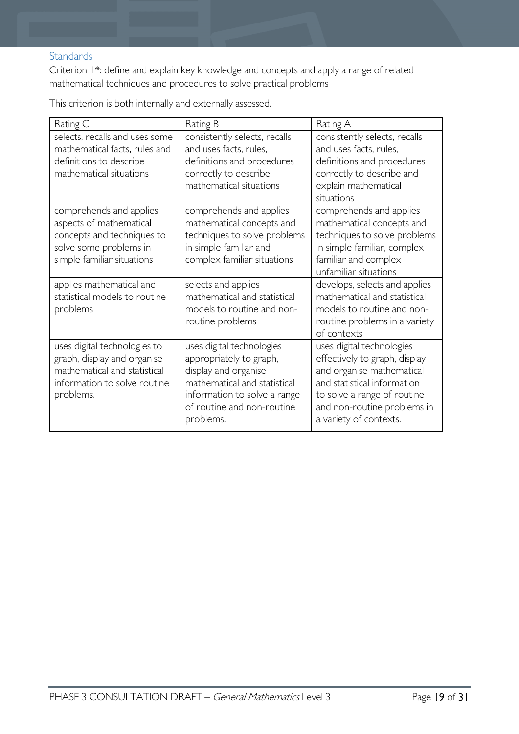### Standards

Criterion 1*: define and explain key knowledge and concepts and apply a range of related mathematical techniques and procedures to solve practical problems

This criterion is both internally and externally assessed.

| Rating C | Rating B | Rating A |
|---|---|---|
| selects, recalls and uses some mathematical facts, rules and definitions to describe mathematical situations | consistently selects, recalls and uses facts, rules, definitions and procedures correctly to describe mathematical situations | consistently selects, recalls and uses facts, rules, definitions and procedures correctly to describe and explain mathematical situations |
| comprehends and applies aspects of mathematical concepts and techniques to solve some problems in simple familiar situations | comprehends and applies mathematical concepts and techniques to solve problems in simple familiar and complex familiar situations | comprehends and applies mathematical concepts and techniques to solve problems in simple familiar, complex familiar and complex unfamiliar situations |
| applies mathematical and statistical models to routine problems | selects and applies mathematical and statistical models to routine and non-routine problems | develops, selects and applies mathematical and statistical models to routine and non-routine problems in a variety of contexts |
| uses digital technologies to graph, display and organise mathematical and statistical information to solve routine problems. | uses digital technologies appropriately to graph, display and organise mathematical and statistical information to solve a range of routine and non-routine problems. | uses digital technologies effectively to graph, display and organise mathematical and statistical information to solve a range of routine and non-routine problems in a variety of contexts. |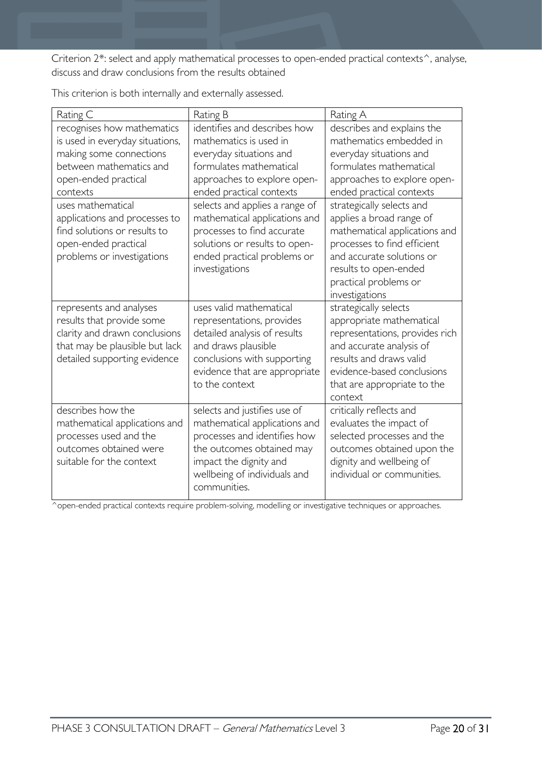Criterion 2*: select and apply mathematical processes to open-ended practical contexts^, analyse, discuss and draw conclusions from the results obtained

This criterion is both internally and externally assessed.

| Rating C | Rating B | Rating A |
| --- | --- | --- |
| recognises how mathematics is used in everyday situations, making some connections between mathematics and open-ended practical contexts | identifies and describes how mathematics is used in everyday situations and formulates mathematical approaches to explore open-ended practical contexts | describes and explains the mathematics embedded in everyday situations and formulates mathematical approaches to explore open-ended practical contexts |
| uses mathematical applications and processes to find solutions or results to open-ended practical problems or investigations | selects and applies a range of mathematical applications and processes to find accurate solutions or results to open-ended practical problems or investigations | strategically selects and applies a broad range of mathematical applications and processes to find efficient and accurate solutions or results to open-ended practical problems or investigations |
| represents and analyses results that provide some clarity and drawn conclusions that may be plausible but lack detailed supporting evidence | uses valid mathematical representations, provides detailed analysis of results and draws plausible conclusions with supporting evidence that are appropriate to the context | strategically selects appropriate mathematical representations, provides rich and accurate analysis of results and draws valid evidence-based conclusions that are appropriate to the context |
| describes how the mathematical applications and processes used and the outcomes obtained were suitable for the context | selects and justifies use of mathematical applications and processes and identifies how the outcomes obtained may impact the dignity and wellbeing of individuals and communities. | critically reflects and evaluates the impact of selected processes and the outcomes obtained upon the dignity and wellbeing of individual or communities. |

^open-ended practical contexts require problem-solving, modelling or investigative techniques or approaches.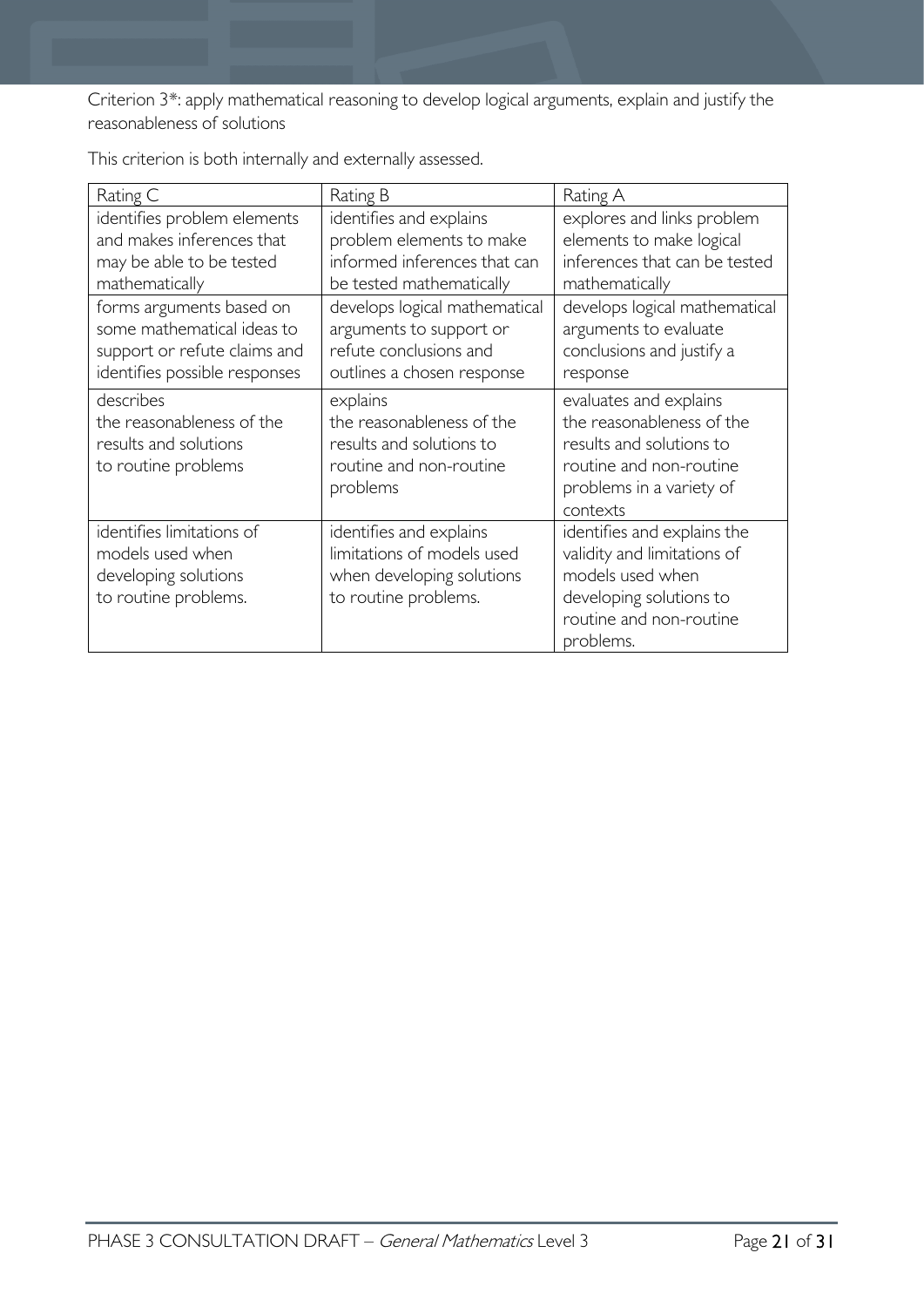Criterion 3*: apply mathematical reasoning to develop logical arguments, explain and justify the reasonableness of solutions

This criterion is both internally and externally assessed.

| Rating C | Rating B | Rating A |
|---|---|---|
| identifies problem elements and makes inferences that may be able to be tested mathematically | identifies and explains problem elements to make informed inferences that can be tested mathematically | explores and links problem elements to make logical inferences that can be tested mathematically |
| forms arguments based on some mathematical ideas to support or refute claims and identifies possible responses | develops logical mathematical arguments to support or refute conclusions and outlines a chosen response | develops logical mathematical arguments to evaluate conclusions and justify a response |
| describes the reasonableness of the results and solutions to routine problems | explains the reasonableness of the results and solutions to routine and non-routine problems | evaluates and explains the reasonableness of the results and solutions to routine and non-routine problems in a variety of contexts |
| identifies limitations of models used when developing solutions to routine problems. | identifies and explains limitations of models used when developing solutions to routine problems. | identifies and explains the validity and limitations of models used when developing solutions to routine and non-routine problems. |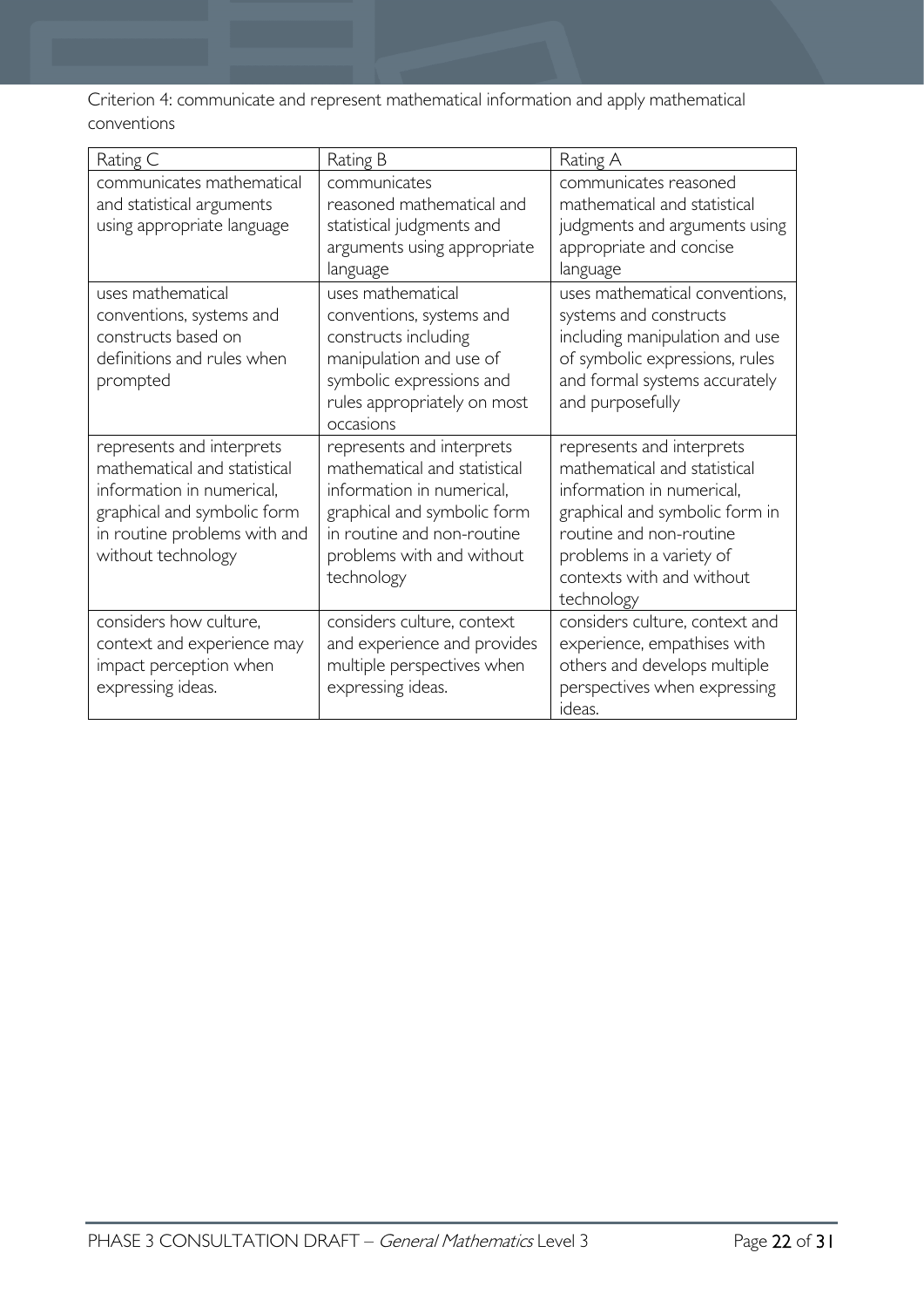Criterion 4: communicate and represent mathematical information and apply mathematical conventions

| Rating C | Rating B | Rating A |
|---|---|---|
| communicates mathematical and statistical arguments using appropriate language | communicates reasoned mathematical and statistical judgments and arguments using appropriate language | communicates reasoned mathematical and statistical judgments and arguments using appropriate and concise language |
| uses mathematical conventions, systems and constructs based on definitions and rules when prompted | uses mathematical conventions, systems and constructs including manipulation and use of symbolic expressions and rules appropriately on most occasions | uses mathematical conventions, systems and constructs including manipulation and use of symbolic expressions, rules and formal systems accurately and purposefully |
| represents and interprets mathematical and statistical information in numerical, graphical and symbolic form in routine problems with and without technology | represents and interprets mathematical and statistical information in numerical, graphical and symbolic form in routine and non-routine problems with and without technology | represents and interprets mathematical and statistical information in numerical, graphical and symbolic form in routine and non-routine problems in a variety of contexts with and without technology |
| considers how culture, context and experience may impact perception when expressing ideas. | considers culture, context and experience and provides multiple perspectives when expressing ideas. | considers culture, context and experience, empathises with others and develops multiple perspectives when expressing ideas. |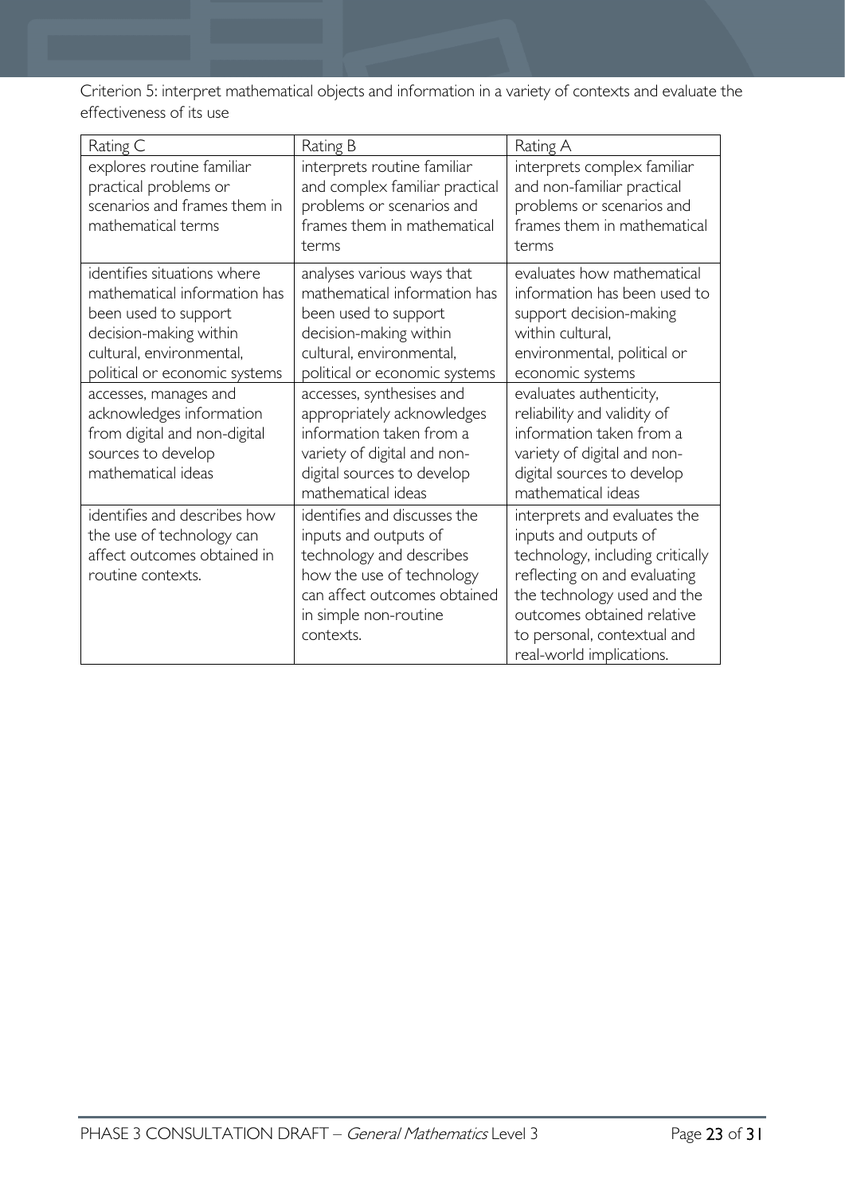Criterion 5: interpret mathematical objects and information in a variety of contexts and evaluate the effectiveness of its use

| Rating C | Rating B | Rating A |
|---|---|---|
| explores routine familiar practical problems or scenarios and frames them in mathematical terms | interprets routine familiar and complex familiar practical problems or scenarios and frames them in mathematical terms | interprets complex familiar and non-familiar practical problems or scenarios and frames them in mathematical terms |
| identifies situations where mathematical information has been used to support decision-making within cultural, environmental, political or economic systems | analyses various ways that mathematical information has been used to support decision-making within cultural, environmental, political or economic systems | evaluates how mathematical information has been used to support decision-making within cultural, environmental, political or economic systems |
| accesses, manages and acknowledges information from digital and non-digital sources to develop mathematical ideas | accesses, synthesises and appropriately acknowledges information taken from a variety of digital and non-digital sources to develop mathematical ideas | evaluates authenticity, reliability and validity of information taken from a variety of digital and non-digital sources to develop mathematical ideas |
| identifies and describes how the use of technology can affect outcomes obtained in routine contexts. | identifies and discusses the inputs and outputs of technology and describes how the use of technology can affect outcomes obtained in simple non-routine contexts. | interprets and evaluates the inputs and outputs of technology, including critically reflecting on and evaluating the technology used and the outcomes obtained relative to personal, contextual and real-world implications. |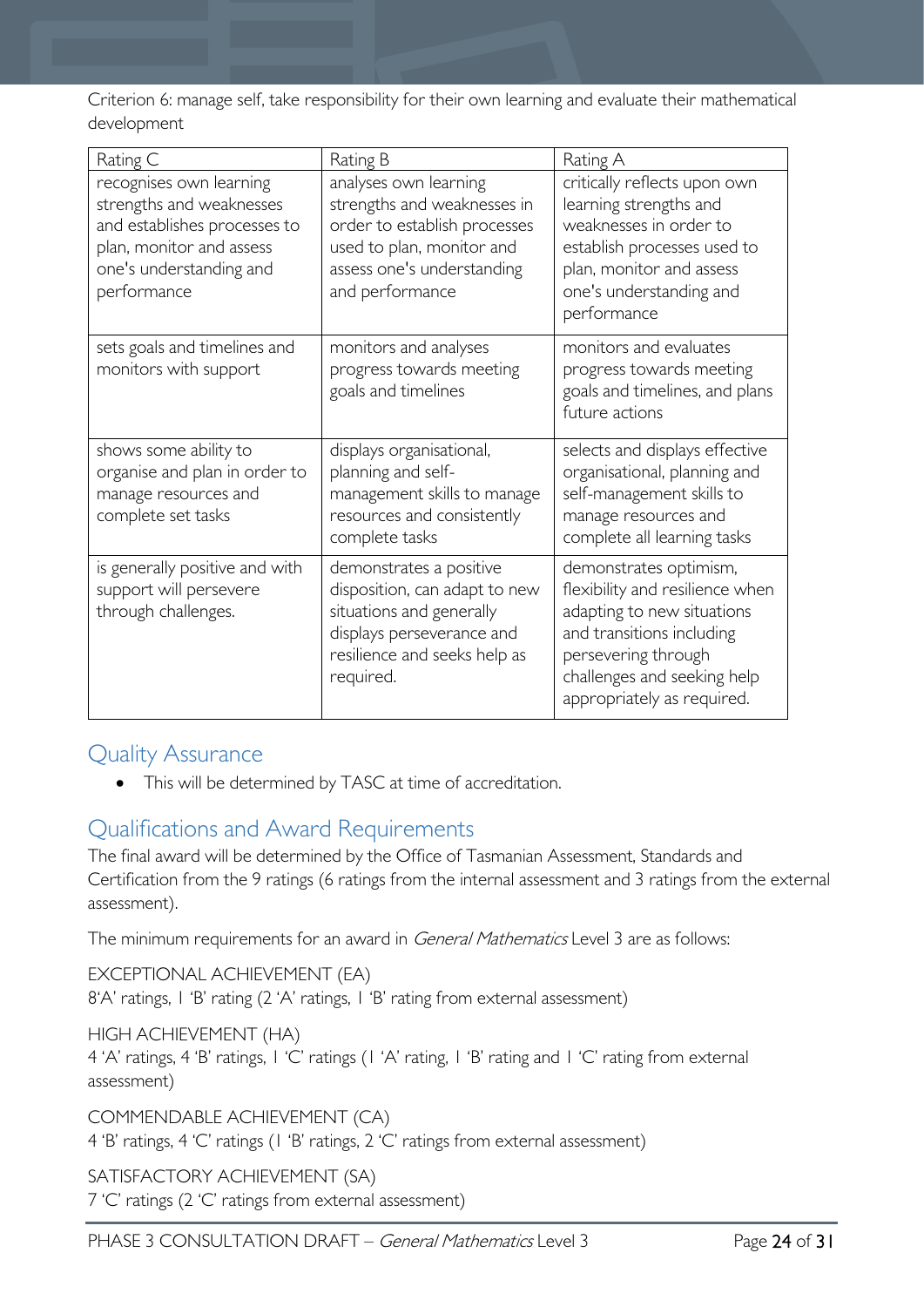Criterion 6: manage self, take responsibility for their own learning and evaluate their mathematical development

| Rating C | Rating B | Rating A |
|---|---|---|
| recognises own learning strengths and weaknesses and establishes processes to plan, monitor and assess one's understanding and performance | analyses own learning strengths and weaknesses in order to establish processes used to plan, monitor and assess one's understanding and performance | critically reflects upon own learning strengths and weaknesses in order to establish processes used to plan, monitor and assess one's understanding and performance |
| sets goals and timelines and monitors with support | monitors and analyses progress towards meeting goals and timelines | monitors and evaluates progress towards meeting goals and timelines, and plans future actions |
| shows some ability to organise and plan in order to manage resources and complete set tasks | displays organisational, planning and self-management skills to manage resources and consistently complete tasks | selects and displays effective organisational, planning and self-management skills to manage resources and complete all learning tasks |
| is generally positive and with support will persevere through challenges. | demonstrates a positive disposition, can adapt to new situations and generally displays perseverance and resilience and seeks help as required. | demonstrates optimism, flexibility and resilience when adapting to new situations and transitions including persevering through challenges and seeking help appropriately as required. |

## Quality Assurance

- This will be determined by TASC at time of accreditation.

## Qualifications and Award Requirements

The final award will be determined by the Office of Tasmanian Assessment, Standards and Certification from the 9 ratings (6 ratings from the internal assessment and 3 ratings from the external assessment).

The minimum requirements for an award in *General Mathematics* Level 3 are as follows:

EXCEPTIONAL ACHIEVEMENT (EA)
8'A' ratings, 1 'B' rating (2 'A' ratings, 1 'B' rating from external assessment)

HIGH ACHIEVEMENT (HA)
4 'A' ratings, 4 'B' ratings, 1 'C' ratings (1 'A' rating, 1 'B' rating and 1 'C' rating from external assessment)

COMMENDABLE ACHIEVEMENT (CA)
4 'B' ratings, 4 'C' ratings (1 'B' ratings, 2 'C' ratings from external assessment)

SATISFACTORY ACHIEVEMENT (SA)
7 'C' ratings (2 'C' ratings from external assessment)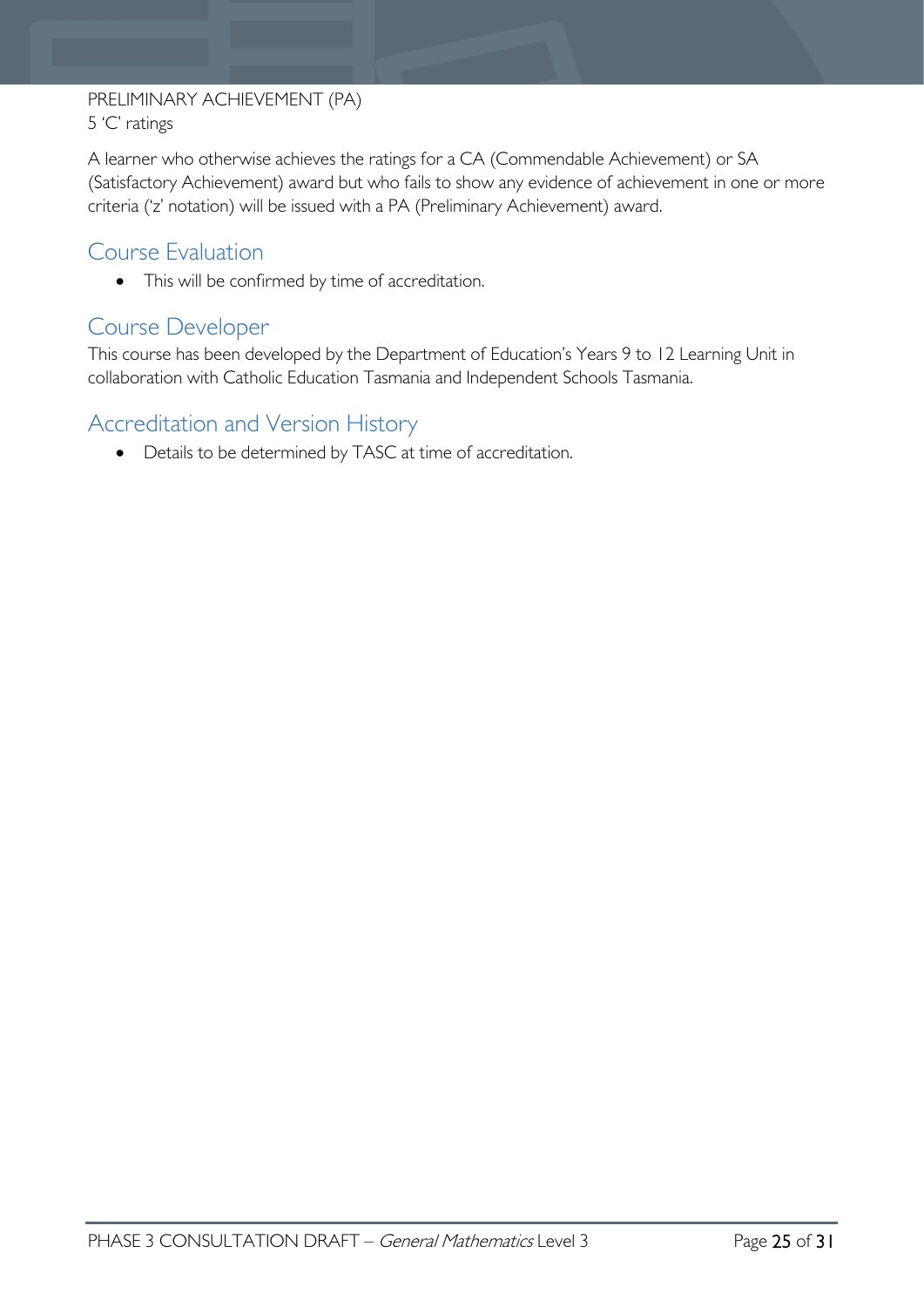PRELIMINARY ACHIEVEMENT (PA)
5 'C' ratings

A learner who otherwise achieves the ratings for a CA (Commendable Achievement) or SA (Satisfactory Achievement) award but who fails to show any evidence of achievement in one or more criteria ('z' notation) will be issued with a PA (Preliminary Achievement) award.

## Course Evaluation

- This will be confirmed by time of accreditation.

## Course Developer

This course has been developed by the Department of Education's Years 9 to 12 Learning Unit in collaboration with Catholic Education Tasmania and Independent Schools Tasmania.

## Accreditation and Version History

- Details to be determined by TASC at time of accreditation.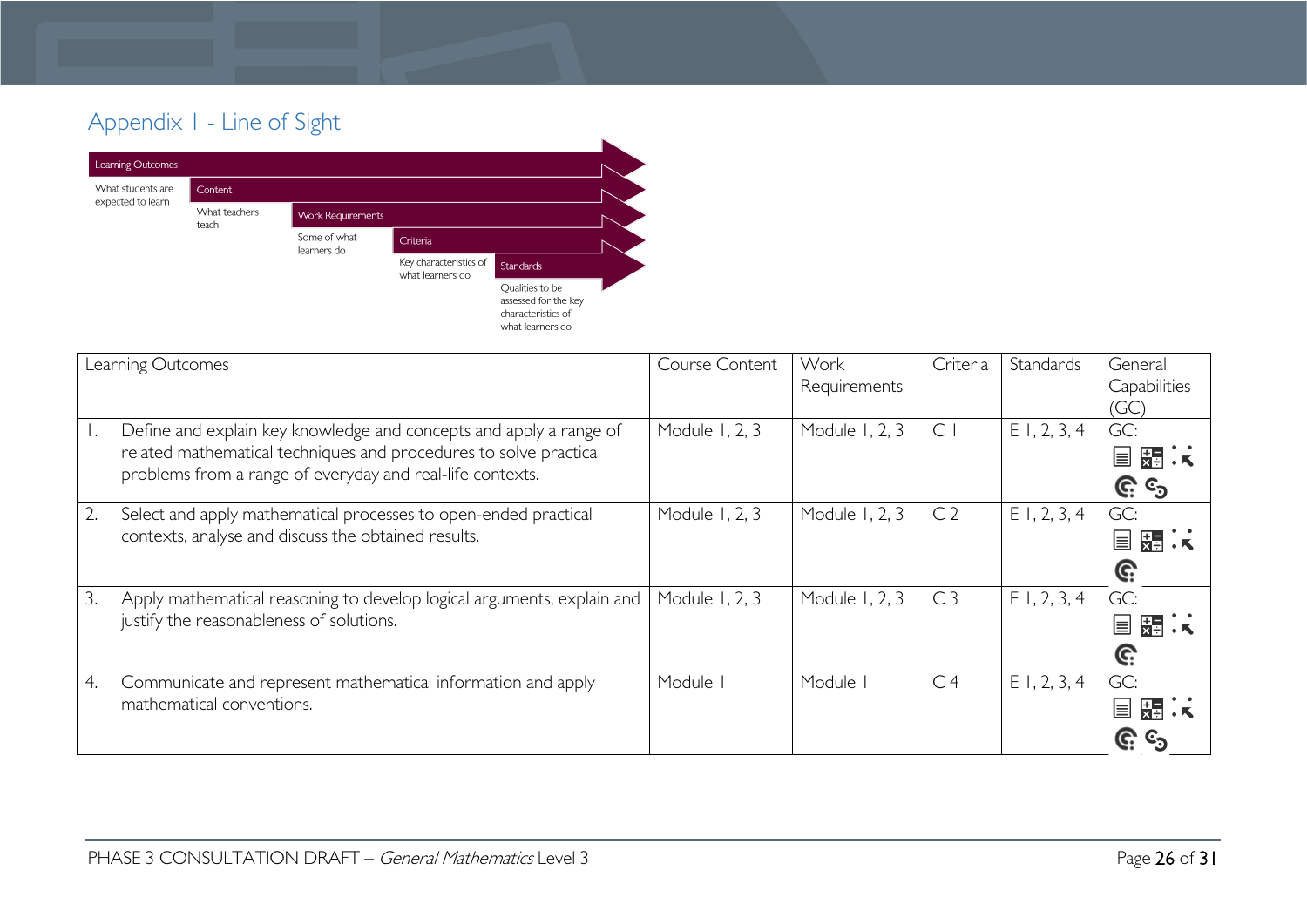## Appendix 1 - Line of Sight

- **Learning Outcomes** – What students are expected to learn
- **Content** – What teachers teach
- **Work Requirements** – Some of what learners do
- **Criteria** – Key characteristics of what learners do
- **Standards** – Qualities to be assessed for the key characteristics of what learners do

| Learning Outcomes | Course Content | Work Requirements | Criteria | Standards | General Capabilities (GC) |
|---|---|---|---|---|---|
| 1. Define and explain key knowledge and concepts and apply a range of related mathematical techniques and procedures to solve practical problems from a range of everyday and real-life contexts. | Module 1, 2, 3 | Module 1, 2, 3 | C 1 | E 1, 2, 3, 4 | GC: |
| 2. Select and apply mathematical processes to open-ended practical contexts, analyse and discuss the obtained results. | Module 1, 2, 3 | Module 1, 2, 3 | C 2 | E 1, 2, 3, 4 | GC: |
| 3. Apply mathematical reasoning to develop logical arguments, explain and justify the reasonableness of solutions. | Module 1, 2, 3 | Module 1, 2, 3 | C 3 | E 1, 2, 3, 4 | GC: |
| 4. Communicate and represent mathematical information and apply mathematical conventions. | Module 1 | Module 1 | C 4 | E 1, 2, 3, 4 | GC: |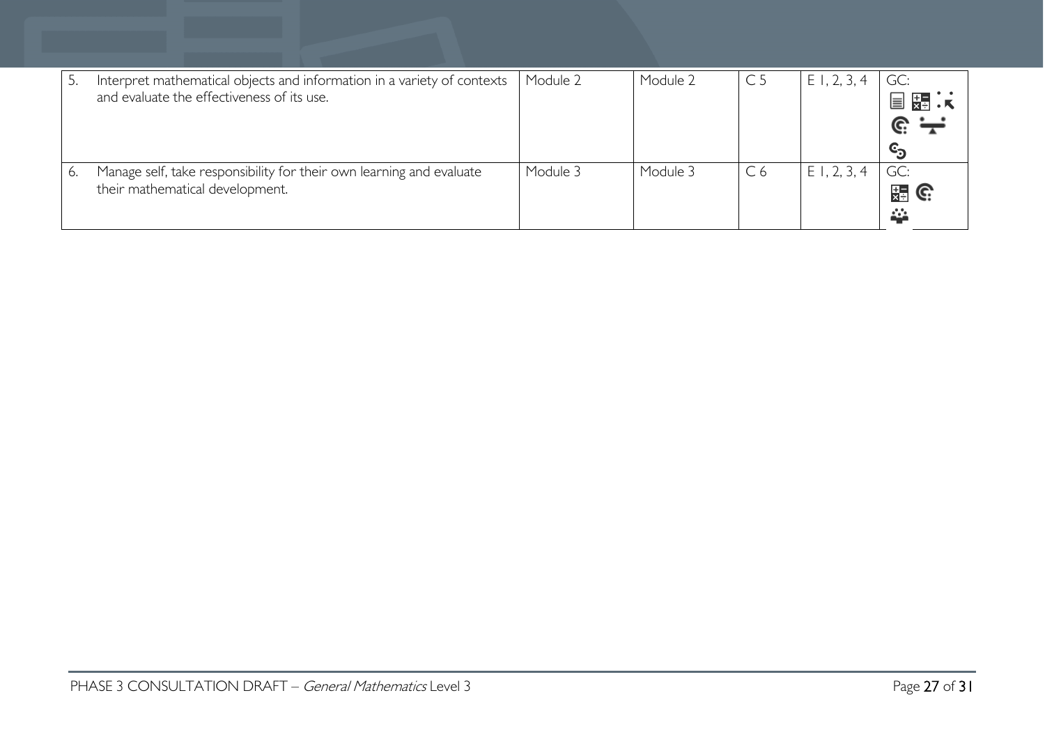| | | | | | |
|---|---|---|---|---|---|
| 5. Interpret mathematical objects and information in a variety of contexts and evaluate the effectiveness of its use. | Module 2 | Module 2 | C 5 | E 1, 2, 3, 4 | GC: |
| 6. Manage self, take responsibility for their own learning and evaluate their mathematical development. | Module 3 | Module 3 | C 6 | E 1, 2, 3, 4 | GC: |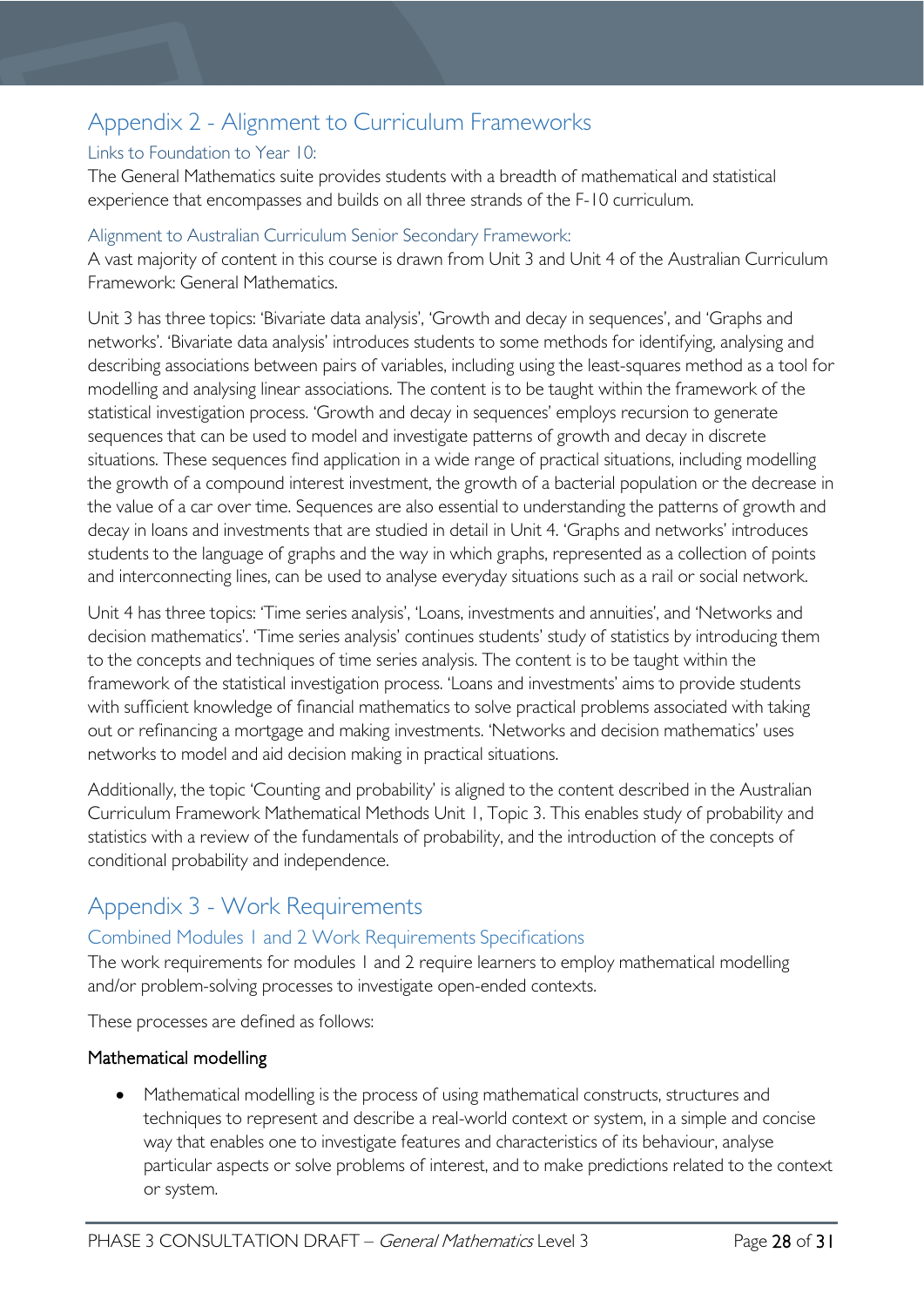# Appendix 2 - Alignment to Curriculum Frameworks

## Links to Foundation to Year 10:

The General Mathematics suite provides students with a breadth of mathematical and statistical experience that encompasses and builds on all three strands of the F-10 curriculum.

## Alignment to Australian Curriculum Senior Secondary Framework:

A vast majority of content in this course is drawn from Unit 3 and Unit 4 of the Australian Curriculum Framework: General Mathematics.

Unit 3 has three topics: 'Bivariate data analysis', 'Growth and decay in sequences', and 'Graphs and networks'. 'Bivariate data analysis' introduces students to some methods for identifying, analysing and describing associations between pairs of variables, including using the least-squares method as a tool for modelling and analysing linear associations. The content is to be taught within the framework of the statistical investigation process. 'Growth and decay in sequences' employs recursion to generate sequences that can be used to model and investigate patterns of growth and decay in discrete situations. These sequences find application in a wide range of practical situations, including modelling the growth of a compound interest investment, the growth of a bacterial population or the decrease in the value of a car over time. Sequences are also essential to understanding the patterns of growth and decay in loans and investments that are studied in detail in Unit 4. 'Graphs and networks' introduces students to the language of graphs and the way in which graphs, represented as a collection of points and interconnecting lines, can be used to analyse everyday situations such as a rail or social network.

Unit 4 has three topics: 'Time series analysis', 'Loans, investments and annuities', and 'Networks and decision mathematics'. 'Time series analysis' continues students' study of statistics by introducing them to the concepts and techniques of time series analysis. The content is to be taught within the framework of the statistical investigation process. 'Loans and investments' aims to provide students with sufficient knowledge of financial mathematics to solve practical problems associated with taking out or refinancing a mortgage and making investments. 'Networks and decision mathematics' uses networks to model and aid decision making in practical situations.

Additionally, the topic 'Counting and probability' is aligned to the content described in the Australian Curriculum Framework Mathematical Methods Unit 1, Topic 3. This enables study of probability and statistics with a review of the fundamentals of probability, and the introduction of the concepts of conditional probability and independence.

# Appendix 3 - Work Requirements

## Combined Modules 1 and 2 Work Requirements Specifications

The work requirements for modules 1 and 2 require learners to employ mathematical modelling and/or problem-solving processes to investigate open-ended contexts.

These processes are defined as follows:

### Mathematical modelling

- Mathematical modelling is the process of using mathematical constructs, structures and techniques to represent and describe a real-world context or system, in a simple and concise way that enables one to investigate features and characteristics of its behaviour, analyse particular aspects or solve problems of interest, and to make predictions related to the context or system.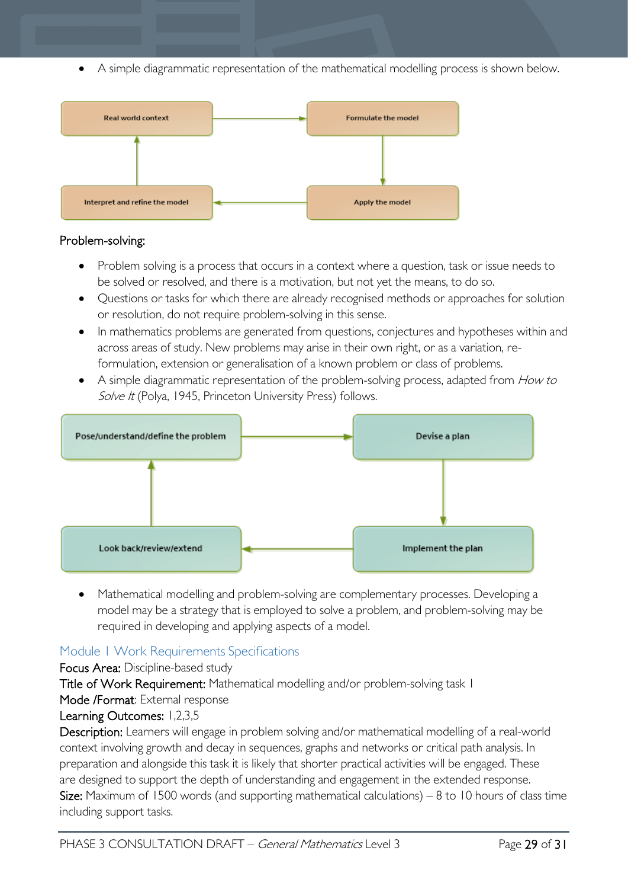- A simple diagrammatic representation of the mathematical modelling process is shown below.

Real world context → Formulate the model → Apply the model → Interpret and refine the model → Real world context

Problem-solving:

- Problem solving is a process that occurs in a context where a question, task or issue needs to be solved or resolved, and there is a motivation, but not yet the means, to do so.
- Questions or tasks for which there are already recognised methods or approaches for solution or resolution, do not require problem-solving in this sense.
- In mathematics problems are generated from questions, conjectures and hypotheses within and across areas of study. New problems may arise in their own right, or as a variation, re-formulation, extension or generalisation of a known problem or class of problems.
- A simple diagrammatic representation of the problem-solving process, adapted from *How to Solve It* (Polya, 1945, Princeton University Press) follows.

Pose/understand/define the problem → Devise a plan → Implement the plan → Look back/review/extend → Pose/understand/define the problem

- Mathematical modelling and problem-solving are complementary processes. Developing a model may be a strategy that is employed to solve a problem, and problem-solving may be required in developing and applying aspects of a model.

## Module 1 Work Requirements Specifications

Focus Area: Discipline-based study

Title of Work Requirement: Mathematical modelling and/or problem-solving task 1

Mode /Format: External response

Learning Outcomes: 1,2,3,5

Description: Learners will engage in problem solving and/or mathematical modelling of a real-world context involving growth and decay in sequences, graphs and networks or critical path analysis. In preparation and alongside this task it is likely that shorter practical activities will be engaged. These are designed to support the depth of understanding and engagement in the extended response.

Size: Maximum of 1500 words (and supporting mathematical calculations) – 8 to 10 hours of class time including support tasks.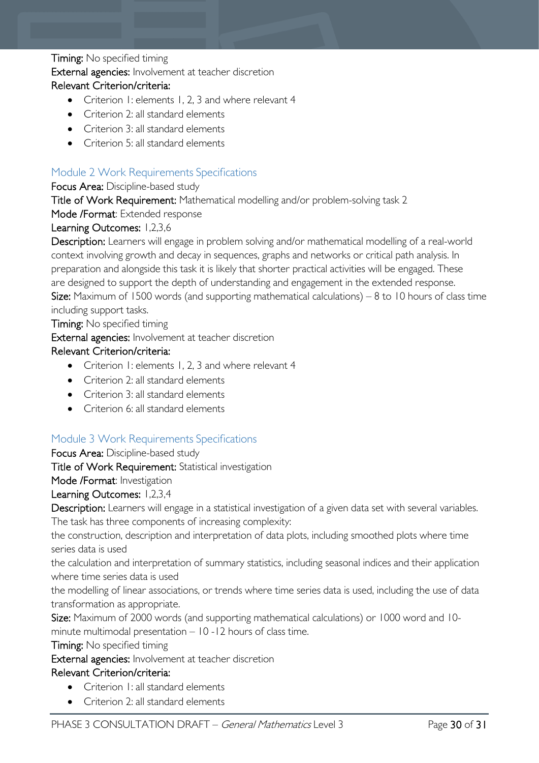**Timing:** No specified timing

**External agencies:** Involvement at teacher discretion

**Relevant Criterion/criteria:**

- Criterion 1: elements 1, 2, 3 and where relevant 4
- Criterion 2: all standard elements
- Criterion 3: all standard elements
- Criterion 5: all standard elements

## Module 2 Work Requirements Specifications

**Focus Area:** Discipline-based study

**Title of Work Requirement:** Mathematical modelling and/or problem-solving task 2

**Mode /Format**: Extended response

**Learning Outcomes:** 1,2,3,6

**Description:** Learners will engage in problem solving and/or mathematical modelling of a real-world context involving growth and decay in sequences, graphs and networks or critical path analysis. In preparation and alongside this task it is likely that shorter practical activities will be engaged. These are designed to support the depth of understanding and engagement in the extended response.

**Size:** Maximum of 1500 words (and supporting mathematical calculations) – 8 to 10 hours of class time including support tasks.

**Timing:** No specified timing

**External agencies:** Involvement at teacher discretion

**Relevant Criterion/criteria:**

- Criterion 1: elements 1, 2, 3 and where relevant 4
- Criterion 2: all standard elements
- Criterion 3: all standard elements
- Criterion 6: all standard elements

## Module 3 Work Requirements Specifications

**Focus Area:** Discipline-based study

**Title of Work Requirement:** Statistical investigation

**Mode /Format**: Investigation

**Learning Outcomes:** 1,2,3,4

**Description:** Learners will engage in a statistical investigation of a given data set with several variables. The task has three components of increasing complexity:

the construction, description and interpretation of data plots, including smoothed plots where time series data is used

the calculation and interpretation of summary statistics, including seasonal indices and their application where time series data is used

the modelling of linear associations, or trends where time series data is used, including the use of data transformation as appropriate.

**Size:** Maximum of 2000 words (and supporting mathematical calculations) or 1000 word and 10-minute multimodal presentation – 10 -12 hours of class time.

**Timing:** No specified timing

**External agencies:** Involvement at teacher discretion

**Relevant Criterion/criteria:**

- Criterion 1: all standard elements
- Criterion 2: all standard elements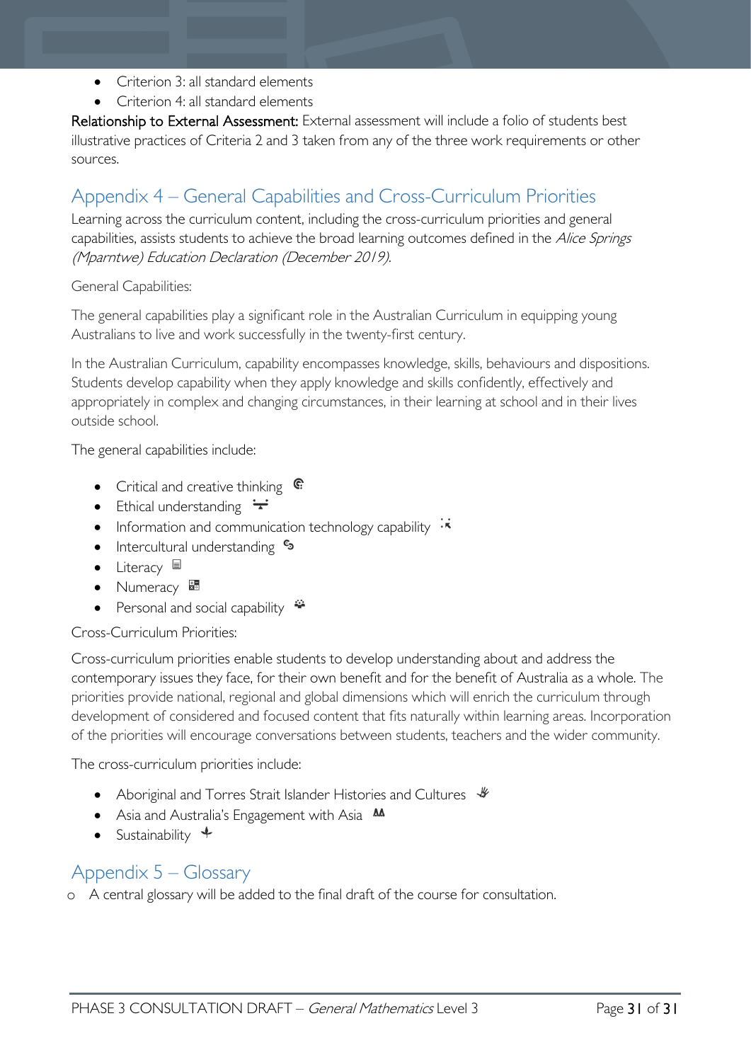- Criterion 3: all standard elements
- Criterion 4: all standard elements

**Relationship to External Assessment:** External assessment will include a folio of students best illustrative practices of Criteria 2 and 3 taken from any of the three work requirements or other sources.

## Appendix 4 – General Capabilities and Cross-Curriculum Priorities

Learning across the curriculum content, including the cross-curriculum priorities and general capabilities, assists students to achieve the broad learning outcomes defined in the *Alice Springs (Mparntwe) Education Declaration (December 2019)*.

General Capabilities:

The general capabilities play a significant role in the Australian Curriculum in equipping young Australians to live and work successfully in the twenty-first century.

In the Australian Curriculum, capability encompasses knowledge, skills, behaviours and dispositions. Students develop capability when they apply knowledge and skills confidently, effectively and appropriately in complex and changing circumstances, in their learning at school and in their lives outside school.

The general capabilities include:

- Critical and creative thinking
- Ethical understanding
- Information and communication technology capability
- Intercultural understanding
- Literacy
- Numeracy
- Personal and social capability

Cross-Curriculum Priorities:

Cross-curriculum priorities enable students to develop understanding about and address the contemporary issues they face, for their own benefit and for the benefit of Australia as a whole. The priorities provide national, regional and global dimensions which will enrich the curriculum through development of considered and focused content that fits naturally within learning areas. Incorporation of the priorities will encourage conversations between students, teachers and the wider community.

The cross-curriculum priorities include:

- Aboriginal and Torres Strait Islander Histories and Cultures
- Asia and Australia's Engagement with Asia
- Sustainability

## Appendix 5 – Glossary

- A central glossary will be added to the final draft of the course for consultation.